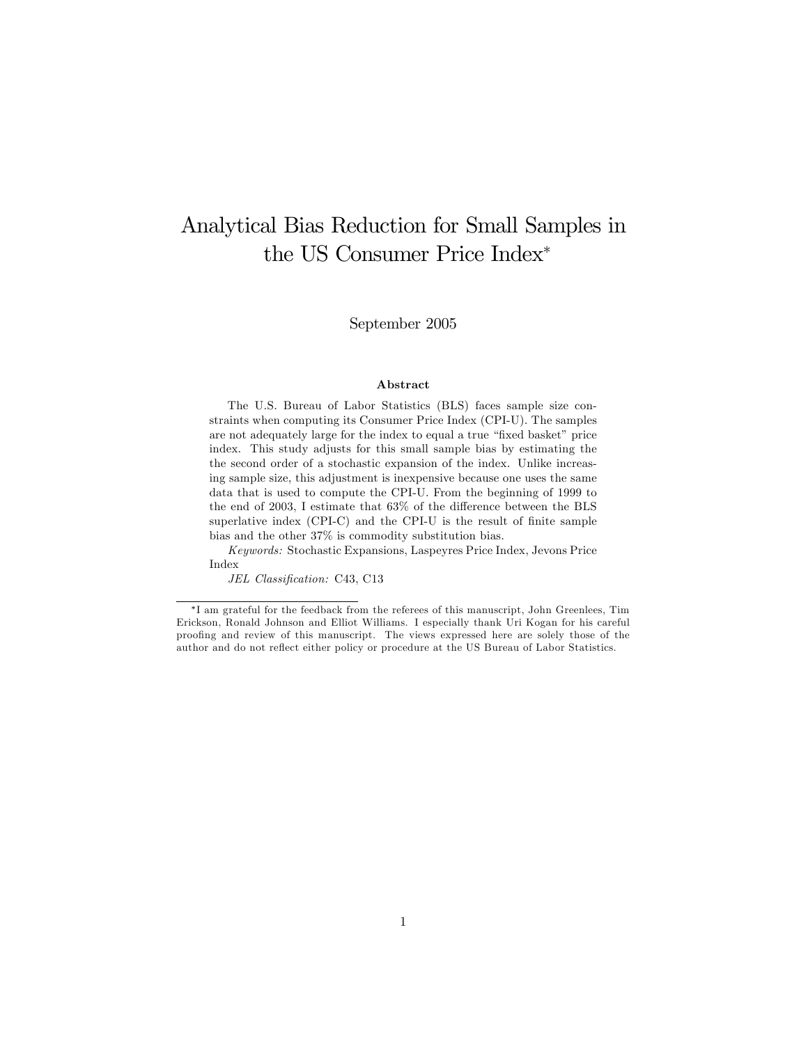# Analytical Bias Reduction for Small Samples in the US Consumer Price Index*

September 2005

### Abstract

The U.S. Bureau of Labor Statistics (BLS) faces sample size constraints when computing its Consumer Price Index (CPI-U). The samples are not adequately large for the index to equal a true "fixed basket" price index. This study adjusts for this small sample bias by estimating the the second order of a stochastic expansion of the index. Unlike increasing sample size, this adjustment is inexpensive because one uses the same data that is used to compute the CPI-U. From the beginning of 1999 to the end of 2003, I estimate that 63% of the difference between the BLS superlative index (CPI-C) and the CPI-U is the result of finite sample bias and the other 37% is commodity substitution bias.

*Keywords:* Stochastic Expansions, Laspeyres Price Index, Jevons Price Index

*JEL Classification:* C43, C13

---

*I am grateful for the feedback from the referees of this manuscript, John Greenlees, Tim Erickson, Ronald Johnson and Elliot Williams. I especially thank Uri Kogan for his careful proofing and review of this manuscript. The views expressed here are solely those of the author and do not reflect either policy or procedure at the US Bureau of Labor Statistics.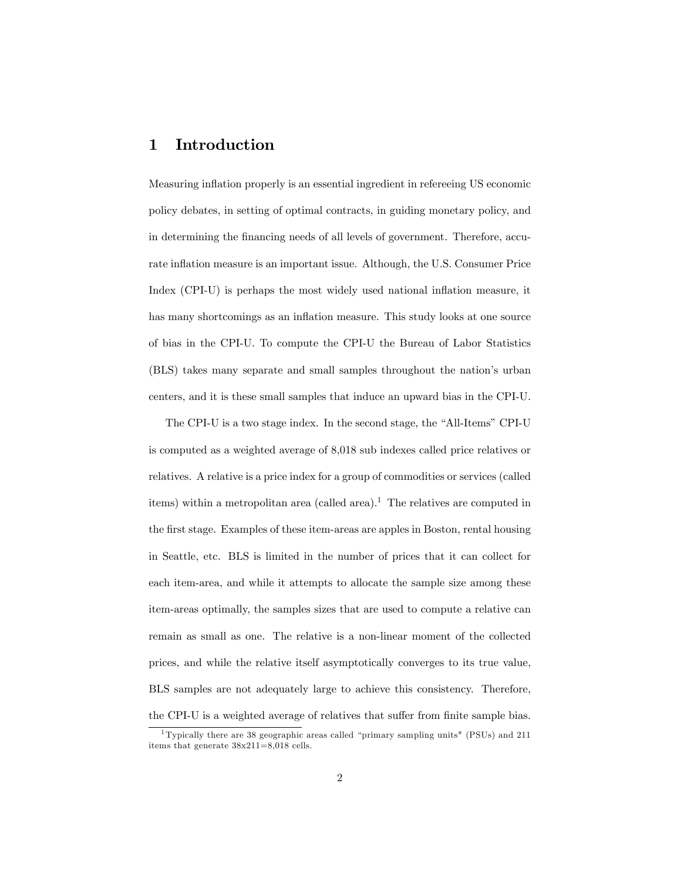# 1 Introduction

Measuring inflation properly is an essential ingredient in refereeing US economic policy debates, in setting of optimal contracts, in guiding monetary policy, and in determining the financing needs of all levels of government. Therefore, accurate inflation measure is an important issue. Although, the U.S. Consumer Price Index (CPI-U) is perhaps the most widely used national inflation measure, it has many shortcomings as an inflation measure. This study looks at one source of bias in the CPI-U. To compute the CPI-U the Bureau of Labor Statistics (BLS) takes many separate and small samples throughout the nation's urban centers, and it is these small samples that induce an upward bias in the CPI-U.

The CPI-U is a two stage index. In the second stage, the "All-Items" CPI-U is computed as a weighted average of 8,018 sub indexes called price relatives or relatives. A relative is a price index for a group of commodities or services (called items) within a metropolitan area (called area).[1] The relatives are computed in the first stage. Examples of these item-areas are apples in Boston, rental housing in Seattle, etc. BLS is limited in the number of prices that it can collect for each item-area, and while it attempts to allocate the sample size among these item-areas optimally, the samples sizes that are used to compute a relative can remain as small as one. The relative is a non-linear moment of the collected prices, and while the relative itself asymptotically converges to its true value, BLS samples are not adequately large to achieve this consistency. Therefore, the CPI-U is a weighted average of relatives that suffer from finite sample bias.

[1] Typically there are 38 geographic areas called "primary sampling units" (PSUs) and 211 items that generate 38x211=8,018 cells.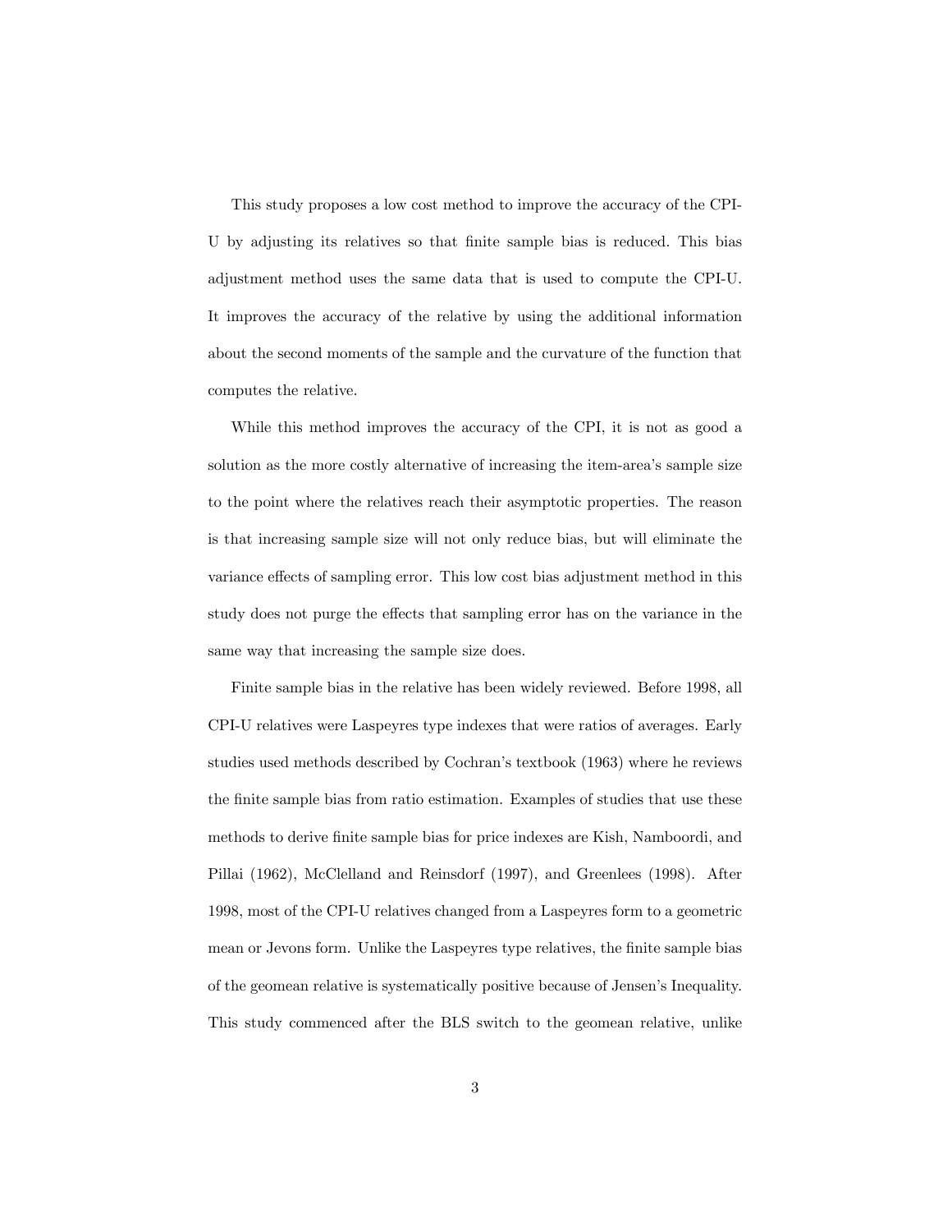This study proposes a low cost method to improve the accuracy of the CPI-U by adjusting its relatives so that finite sample bias is reduced. This bias adjustment method uses the same data that is used to compute the CPI-U. It improves the accuracy of the relative by using the additional information about the second moments of the sample and the curvature of the function that computes the relative.

While this method improves the accuracy of the CPI, it is not as good a solution as the more costly alternative of increasing the item-area's sample size to the point where the relatives reach their asymptotic properties. The reason is that increasing sample size will not only reduce bias, but will eliminate the variance effects of sampling error. This low cost bias adjustment method in this study does not purge the effects that sampling error has on the variance in the same way that increasing the sample size does.

Finite sample bias in the relative has been widely reviewed. Before 1998, all CPI-U relatives were Laspeyres type indexes that were ratios of averages. Early studies used methods described by Cochran's textbook (1963) where he reviews the finite sample bias from ratio estimation. Examples of studies that use these methods to derive finite sample bias for price indexes are Kish, Namboordi, and Pillai (1962), McClelland and Reinsdorf (1997), and Greenlees (1998). After 1998, most of the CPI-U relatives changed from a Laspeyres form to a geometric mean or Jevons form. Unlike the Laspeyres type relatives, the finite sample bias of the geomean relative is systematically positive because of Jensen's Inequality. This study commenced after the BLS switch to the geomean relative, unlike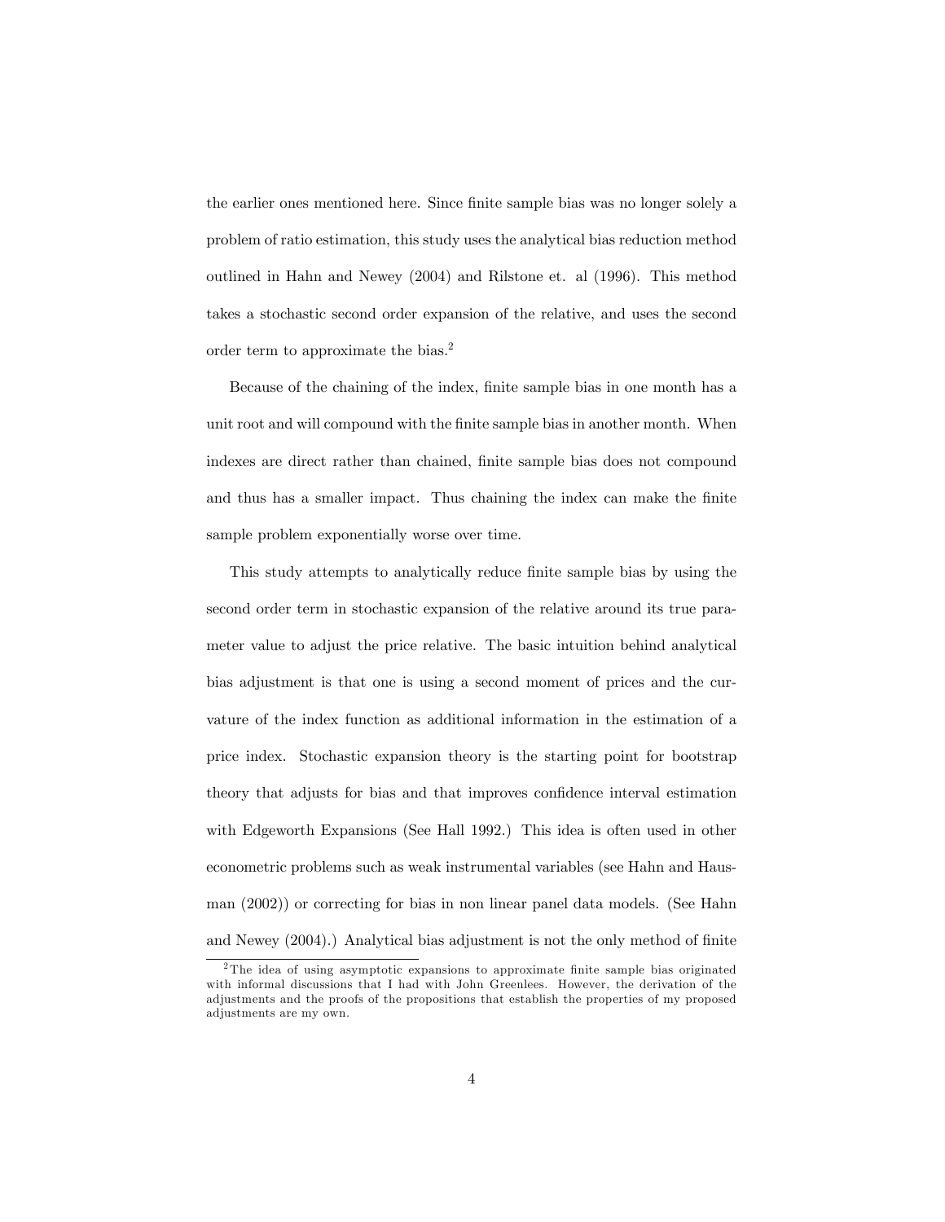the earlier ones mentioned here. Since finite sample bias was no longer solely a problem of ratio estimation, this study uses the analytical bias reduction method outlined in Hahn and Newey (2004) and Rilstone et. al (1996). This method takes a stochastic second order expansion of the relative, and uses the second order term to approximate the bias.[2]

Because of the chaining of the index, finite sample bias in one month has a unit root and will compound with the finite sample bias in another month. When indexes are direct rather than chained, finite sample bias does not compound and thus has a smaller impact. Thus chaining the index can make the finite sample problem exponentially worse over time.

This study attempts to analytically reduce finite sample bias by using the second order term in stochastic expansion of the relative around its true parameter value to adjust the price relative. The basic intuition behind analytical bias adjustment is that one is using a second moment of prices and the curvature of the index function as additional information in the estimation of a price index. Stochastic expansion theory is the starting point for bootstrap theory that adjusts for bias and that improves confidence interval estimation with Edgeworth Expansions (See Hall 1992.) This idea is often used in other econometric problems such as weak instrumental variables (see Hahn and Hausman (2002)) or correcting for bias in non linear panel data models. (See Hahn and Newey (2004).) Analytical bias adjustment is not the only method of finite

[2]The idea of using asymptotic expansions to approximate finite sample bias originated with informal discussions that I had with John Greenlees. However, the derivation of the adjustments and the proofs of the propositions that establish the properties of my proposed adjustments are my own.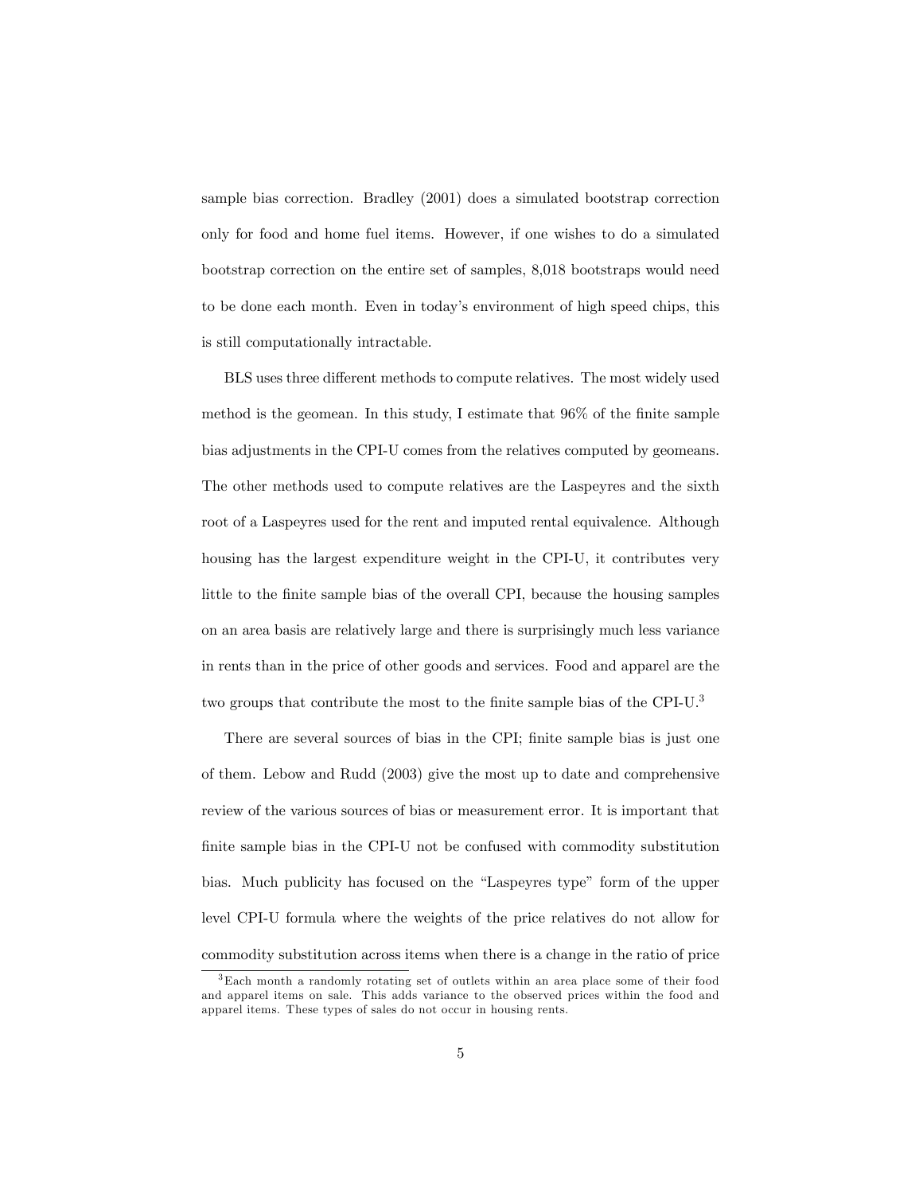sample bias correction. Bradley (2001) does a simulated bootstrap correction only for food and home fuel items. However, if one wishes to do a simulated bootstrap correction on the entire set of samples, 8,018 bootstraps would need to be done each month. Even in today's environment of high speed chips, this is still computationally intractable.

BLS uses three different methods to compute relatives. The most widely used method is the geomean. In this study, I estimate that 96% of the finite sample bias adjustments in the CPI-U comes from the relatives computed by geomeans. The other methods used to compute relatives are the Laspeyres and the sixth root of a Laspeyres used for the rent and imputed rental equivalence. Although housing has the largest expenditure weight in the CPI-U, it contributes very little to the finite sample bias of the overall CPI, because the housing samples on an area basis are relatively large and there is surprisingly much less variance in rents than in the price of other goods and services. Food and apparel are the two groups that contribute the most to the finite sample bias of the CPI-U.[3]

There are several sources of bias in the CPI; finite sample bias is just one of them. Lebow and Rudd (2003) give the most up to date and comprehensive review of the various sources of bias or measurement error. It is important that finite sample bias in the CPI-U not be confused with commodity substitution bias. Much publicity has focused on the "Laspeyres type" form of the upper level CPI-U formula where the weights of the price relatives do not allow for commodity substitution across items when there is a change in the ratio of price

[3] Each month a randomly rotating set of outlets within an area place some of their food and apparel items on sale. This adds variance to the observed prices within the food and apparel items. These types of sales do not occur in housing rents.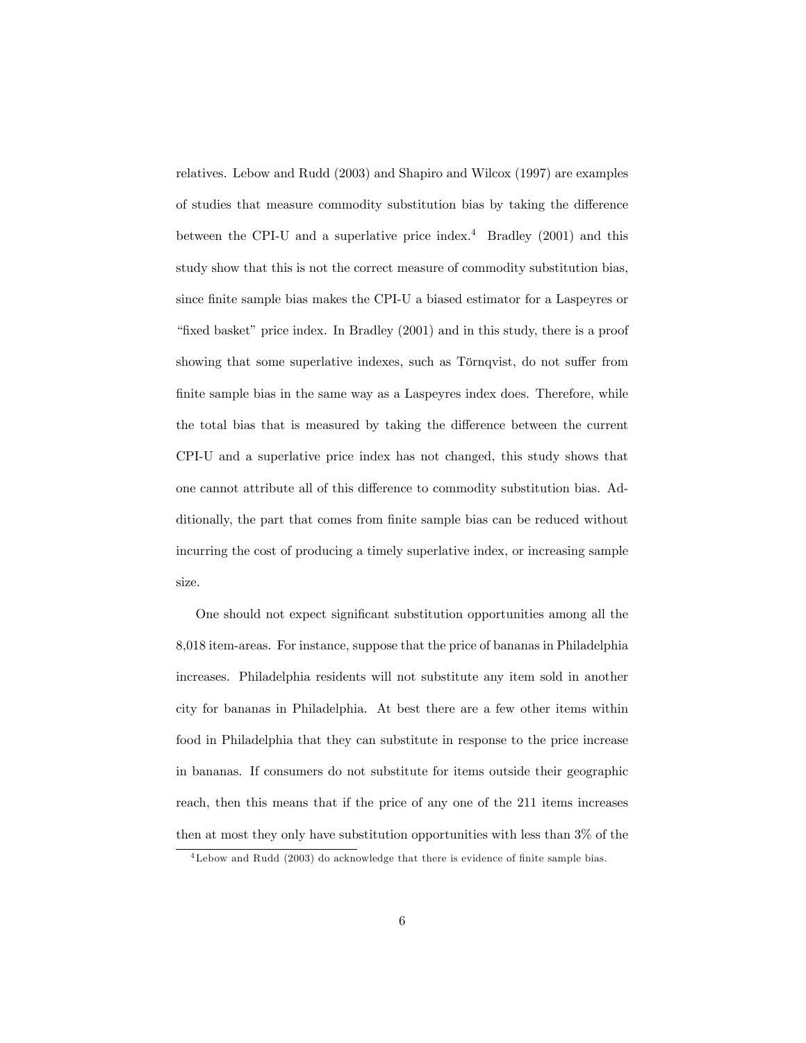relatives. Lebow and Rudd (2003) and Shapiro and Wilcox (1997) are examples of studies that measure commodity substitution bias by taking the difference between the CPI-U and a superlative price index.[4] Bradley (2001) and this study show that this is not the correct measure of commodity substitution bias, since finite sample bias makes the CPI-U a biased estimator for a Laspeyres or "fixed basket" price index. In Bradley (2001) and in this study, there is a proof showing that some superlative indexes, such as Törnqvist, do not suffer from finite sample bias in the same way as a Laspeyres index does. Therefore, while the total bias that is measured by taking the difference between the current CPI-U and a superlative price index has not changed, this study shows that one cannot attribute all of this difference to commodity substitution bias. Additionally, the part that comes from finite sample bias can be reduced without incurring the cost of producing a timely superlative index, or increasing sample size.

One should not expect significant substitution opportunities among all the 8,018 item-areas. For instance, suppose that the price of bananas in Philadelphia increases. Philadelphia residents will not substitute any item sold in another city for bananas in Philadelphia. At best there are a few other items within food in Philadelphia that they can substitute in response to the price increase in bananas. If consumers do not substitute for items outside their geographic reach, then this means that if the price of any one of the 211 items increases then at most they only have substitution opportunities with less than 3% of the

[4] Lebow and Rudd (2003) do acknowledge that there is evidence of finite sample bias.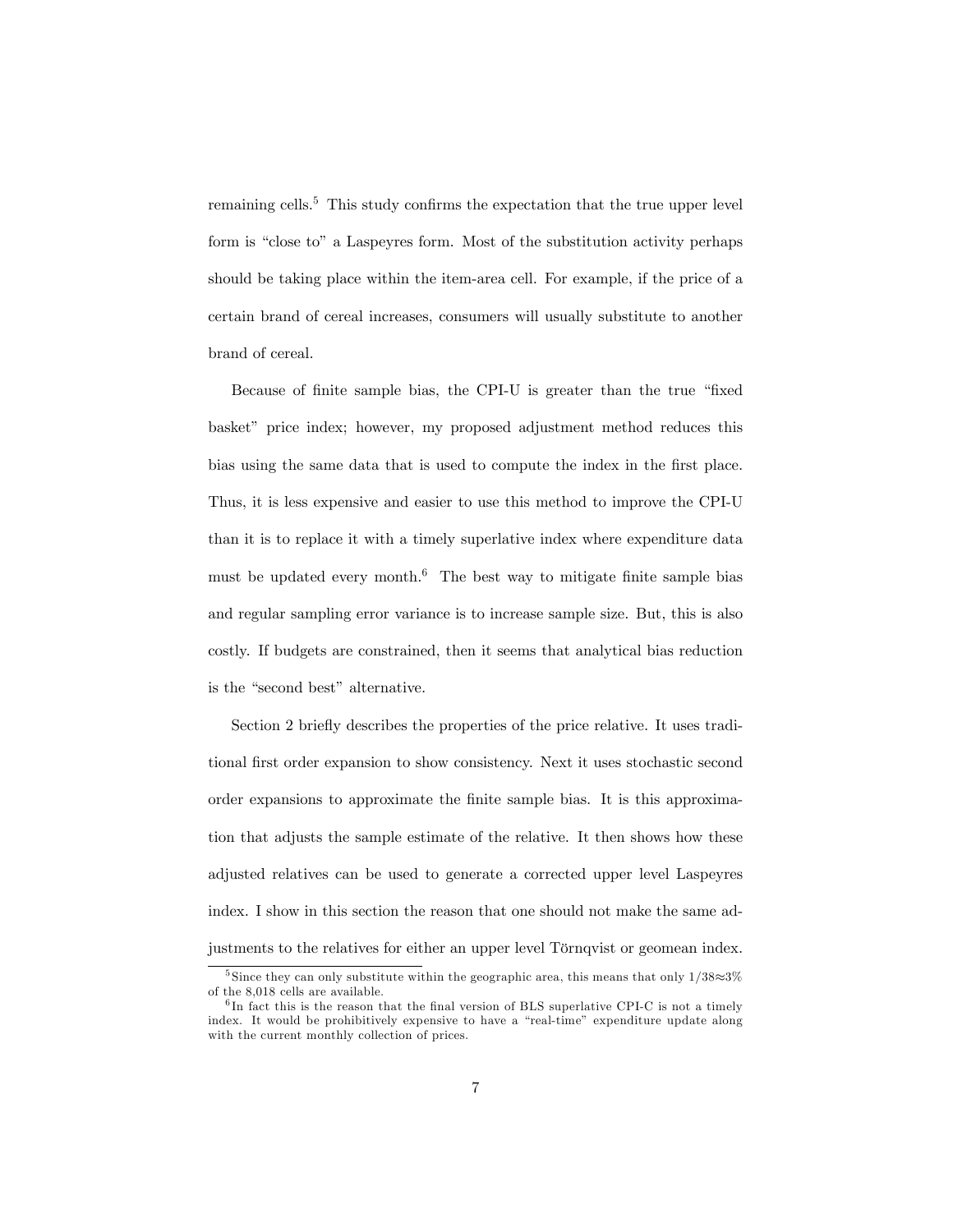remaining cells.[5] This study confirms the expectation that the true upper level form is "close to" a Laspeyres form. Most of the substitution activity perhaps should be taking place within the item-area cell. For example, if the price of a certain brand of cereal increases, consumers will usually substitute to another brand of cereal.

Because of finite sample bias, the CPI-U is greater than the true "fixed basket" price index; however, my proposed adjustment method reduces this bias using the same data that is used to compute the index in the first place. Thus, it is less expensive and easier to use this method to improve the CPI-U than it is to replace it with a timely superlative index where expenditure data must be updated every month.[6] The best way to mitigate finite sample bias and regular sampling error variance is to increase sample size. But, this is also costly. If budgets are constrained, then it seems that analytical bias reduction is the "second best" alternative.

Section 2 briefly describes the properties of the price relative. It uses traditional first order expansion to show consistency. Next it uses stochastic second order expansions to approximate the finite sample bias. It is this approximation that adjusts the sample estimate of the relative. It then shows how these adjusted relatives can be used to generate a corrected upper level Laspeyres index. I show in this section the reason that one should not make the same adjustments to the relatives for either an upper level Törnqvist or geomean index.

---

[5] Since they can only substitute within the geographic area, this means that only $1/38 \approx 3\%$ of the 8,018 cells are available.

[6] In fact this is the reason that the final version of BLS superlative CPI-C is not a timely index. It would be prohibitively expensive to have a "real-time" expenditure update along with the current monthly collection of prices.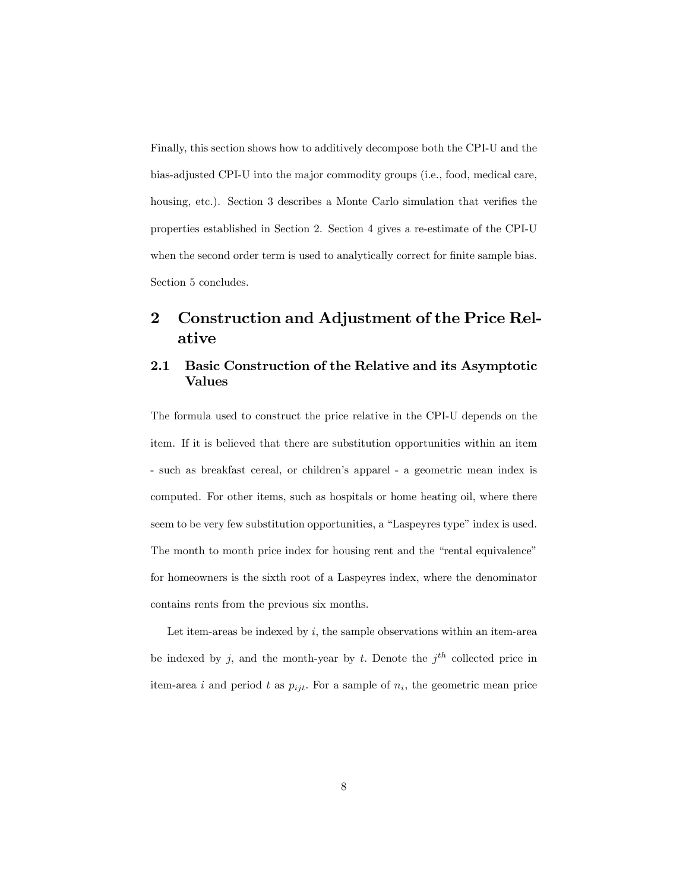Finally, this section shows how to additively decompose both the CPI-U and the bias-adjusted CPI-U into the major commodity groups (i.e., food, medical care, housing, etc.). Section 3 describes a Monte Carlo simulation that verifies the properties established in Section 2. Section 4 gives a re-estimate of the CPI-U when the second order term is used to analytically correct for finite sample bias. Section 5 concludes.

## 2 Construction and Adjustment of the Price Relative

### 2.1 Basic Construction of the Relative and its Asymptotic Values

The formula used to construct the price relative in the CPI-U depends on the item. If it is believed that there are substitution opportunities within an item - such as breakfast cereal, or children's apparel - a geometric mean index is computed. For other items, such as hospitals or home heating oil, where there seem to be very few substitution opportunities, a "Laspeyres type" index is used. The month to month price index for housing rent and the "rental equivalence" for homeowners is the sixth root of a Laspeyres index, where the denominator contains rents from the previous six months.

Let item-areas be indexed by $i$, the sample observations within an item-area be indexed by $j$, and the month-year by $t$. Denote the $j^{th}$ collected price in item-area $i$ and period $t$ as $p_{ijt}$. For a sample of $n_i$, the geometric mean price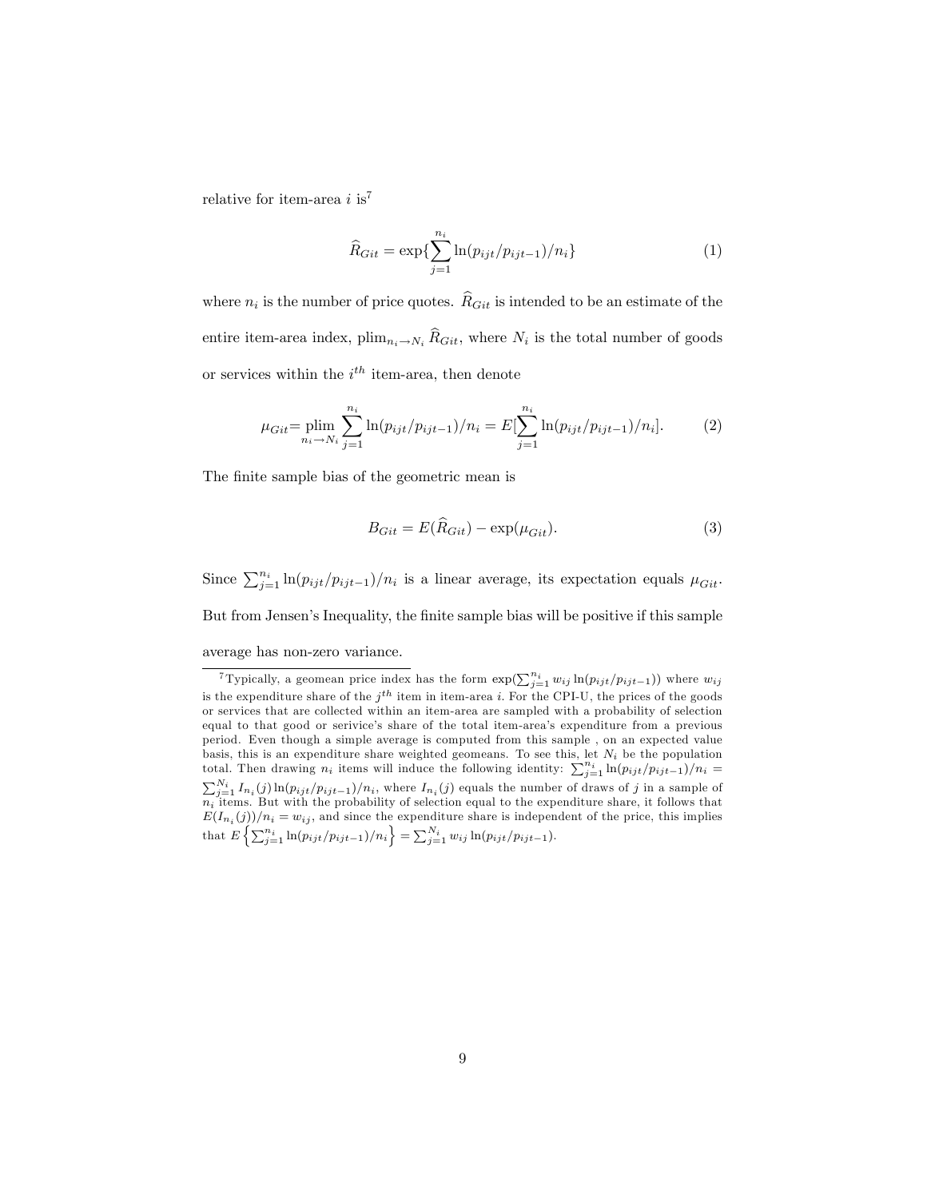relative for item-area $i$ is[7]

$$\widehat{R}_{Git} = \exp\{\sum_{j=1}^{n_i} \ln(p_{ijt}/p_{ijt-1})/n_i\} \tag{1}$$

where $n_i$ is the number of price quotes. $\widehat{R}_{Git}$ is intended to be an estimate of the entire item-area index, $\text{plim}_{n_i \to N_i} \widehat{R}_{Git}$, where $N_i$ is the total number of goods or services within the $i^{th}$ item-area, then denote

$$\mu_{Git} = \underset{n_i \to N_i}{\text{plim}} \sum_{j=1}^{n_i} \ln(p_{ijt}/p_{ijt-1})/n_i = E[\sum_{j=1}^{n_i} \ln(p_{ijt}/p_{ijt-1})/n_i]. \tag{2}$$

The finite sample bias of the geometric mean is

$$B_{Git} = E(\widehat{R}_{Git}) - \exp(\mu_{Git}). \tag{3}$$

Since $\sum_{j=1}^{n_i} \ln(p_{ijt}/p_{ijt-1})/n_i$ is a linear average, its expectation equals $\mu_{Git}$. But from Jensen's Inequality, the finite sample bias will be positive if this sample average has non-zero variance.

[7] Typically, a geomean price index has the form $\exp(\sum_{j=1}^{n_i} w_{ij} \ln(p_{ijt}/p_{ijt-1}))$ where $w_{ij}$ is the expenditure share of the $j^{th}$ item in item-area $i$. For the CPI-U, the prices of the goods or services that are collected within an item-area are sampled with a probability of selection equal to that good or serivice's share of the total item-area's expenditure from a previous period. Even though a simple average is computed from this sample , on an expected value basis, this is an expenditure share weighted geomeans. To see this, let $N_i$ be the population total. Then drawing $n_i$ items will induce the following identity: $\sum_{j=1}^{n_i} \ln(p_{ijt}/p_{ijt-1})/n_i = \sum_{j=1}^{N_i} I_{n_i}(j) \ln(p_{ijt}/p_{ijt-1})/n_i$, where $I_{n_i}(j)$ equals the number of draws of $j$ in a sample of $n_i$ items. But with the probability of selection equal to the expenditure share, it follows that $E(I_{n_i}(j))/n_i = w_{ij}$, and since the expenditure share is independent of the price, this implies that $E\left\{\sum_{j=1}^{n_i} \ln(p_{ijt}/p_{ijt-1})/n_i\right\} = \sum_{j=1}^{N_i} w_{ij} \ln(p_{ijt}/p_{ijt-1})$.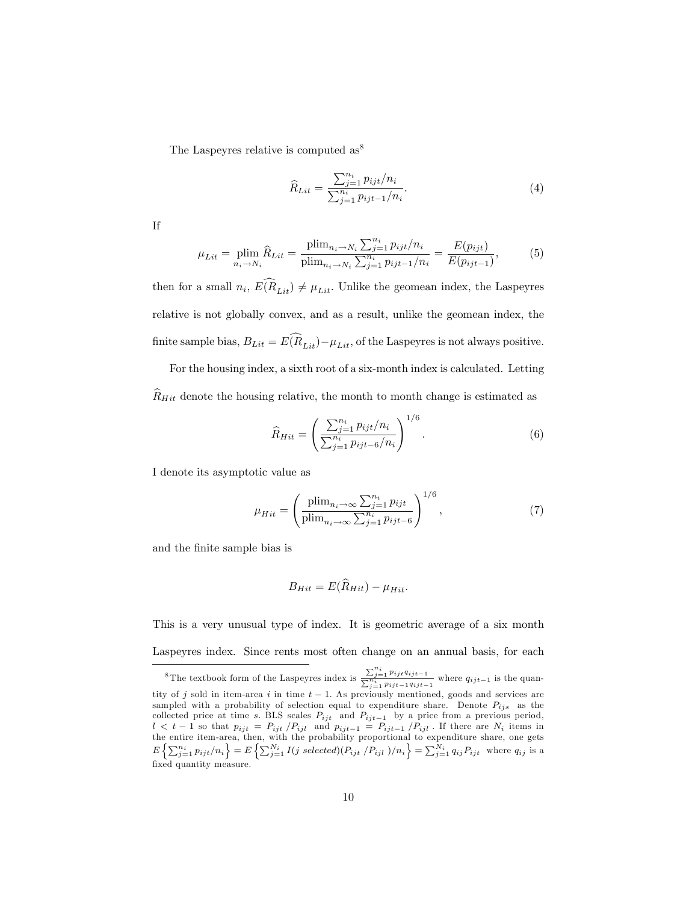The Laspeyres relative is computed as[8]

$$\widehat{R}_{Lit} = \frac{\sum_{j=1}^{n_i} p_{ijt}/n_i}{\sum_{j=1}^{n_i} p_{ijt-1}/n_i}. \tag{4}$$

If

$$\mu_{Lit} = \underset{n_i \to N_i}{\text{plim}}\, \widehat{R}_{Lit} = \frac{\text{plim}_{n_i \to N_i} \sum_{j=1}^{n_i} p_{ijt}/n_i}{\text{plim}_{n_i \to N_i} \sum_{j=1}^{n_i} p_{ijt-1}/n_i} = \frac{E(p_{ijt})}{E(p_{ijt-1})}, \tag{5}$$

then for a small $n_i$, $E(\widehat{R}_{Lit}) \neq \mu_{Lit}$. Unlike the geomean index, the Laspeyres relative is not globally convex, and as a result, unlike the geomean index, the finite sample bias, $B_{Lit} = E(\widehat{R}_{Lit}) - \mu_{Lit}$, of the Laspeyres is not always positive.

For the housing index, a sixth root of a six-month index is calculated. Letting $\widehat{R}_{Hit}$ denote the housing relative, the month to month change is estimated as

$$\widehat{R}_{Hit} = \left( \frac{\sum_{j=1}^{n_i} p_{ijt}/n_i}{\sum_{j=1}^{n_i} p_{ijt-6}/n_i} \right)^{1/6}. \tag{6}$$

I denote its asymptotic value as

$$\mu_{Hit} = \left( \frac{\text{plim}_{n_i \to \infty} \sum_{j=1}^{n_i} p_{ijt}}{\text{plim}_{n_i \to \infty} \sum_{j=1}^{n_i} p_{ijt-6}} \right)^{1/6}, \tag{7}$$

and the finite sample bias is

$$B_{Hit} = E(\widehat{R}_{Hit}) - \mu_{Hit}.$$

This is a very unusual type of index. It is geometric average of a six month Laspeyres index. Since rents most often change on an annual basis, for each

[8] The textbook form of the Laspeyres index is $\frac{\sum_{j=1}^{n_i} p_{ijt} q_{ijt-1}}{\sum_{j=1}^{n_i} p_{ijt-1} q_{ijt-1}}$ where $q_{ijt-1}$ is the quantity of $j$ sold in item-area $i$ in time $t-1$. As previously mentioned, goods and services are sampled with a probability of selection equal to expenditure share. Denote $P_{ijs}$ as the collected price at time $s$. BLS scales $P_{ijt}$ and $P_{ijt-1}$ by a price from a previous period, $l < t-1$ so that $p_{ijt} = P_{ijt}/P_{ijl}$ and $p_{ijt-1} = P_{ijt-1}/P_{ijl}$. If there are $N_i$ items in the entire item-area, then, with the probability proportional to expenditure share, one gets $E\left\{\sum_{j=1}^{n_i} p_{ijt}/n_i\right\} = E\left\{\sum_{j=1}^{N_i} I(j \textit{ selected})(P_{ijt}/P_{ijl})/n_i\right\} = \sum_{j=1}^{N_i} q_{ij} P_{ijt}$ where $q_{ij}$ is a fixed quantity measure.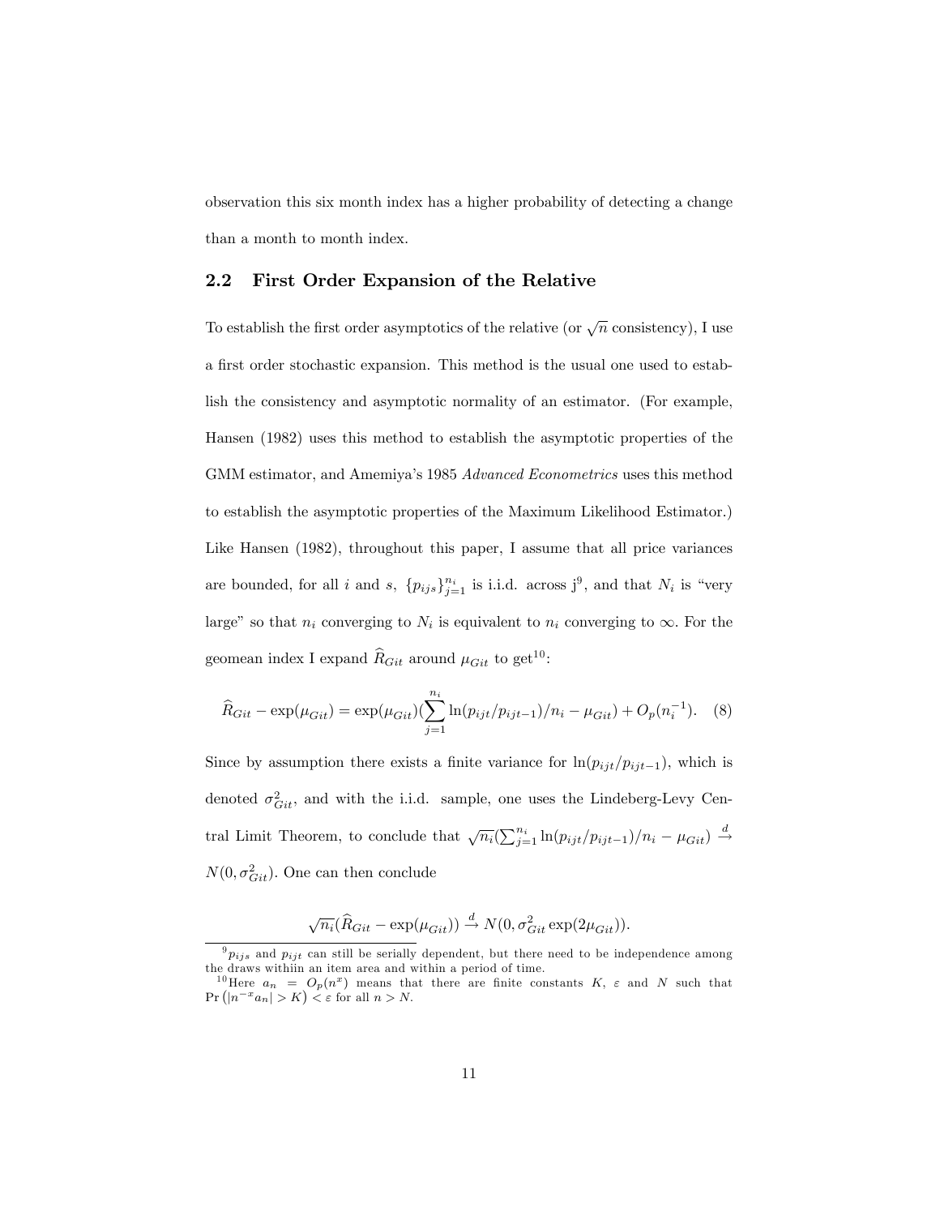observation this six month index has a higher probability of detecting a change than a month to month index.

## 2.2 First Order Expansion of the Relative

To establish the first order asymptotics of the relative (or $\sqrt{n}$ consistency), I use a first order stochastic expansion. This method is the usual one used to establish the consistency and asymptotic normality of an estimator. (For example, Hansen (1982) uses this method to establish the asymptotic properties of the GMM estimator, and Amemiya's 1985 *Advanced Econometrics* uses this method to establish the asymptotic properties of the Maximum Likelihood Estimator.) Like Hansen (1982), throughout this paper, I assume that all price variances are bounded, for all $i$ and $s$, $\{p_{ijs}\}_{j=1}^{n_i}$ is i.i.d. across j[9], and that $N_i$ is "very large" so that $n_i$ converging to $N_i$ is equivalent to $n_i$ converging to $\infty$. For the geomean index I expand $\widehat{R}_{Git}$ around $\mu_{Git}$ to get[10]:

$$\widehat{R}_{Git} - \exp(\mu_{Git}) = \exp(\mu_{Git})(\sum_{j=1}^{n_i} \ln(p_{ijt}/p_{ijt-1})/n_i - \mu_{Git}) + O_p(n_i^{-1}). \quad (8)$$

Since by assumption there exists a finite variance for $\ln(p_{ijt}/p_{ijt-1})$, which is denoted $\sigma_{Git}^2$, and with the i.i.d. sample, one uses the Lindeberg-Levy Central Limit Theorem, to conclude that $\sqrt{n_i}(\sum_{j=1}^{n_i} \ln(p_{ijt}/p_{ijt-1})/n_i - \mu_{Git}) \xrightarrow{d} N(0, \sigma_{Git}^2)$. One can then conclude

$$\sqrt{n_i}(\widehat{R}_{Git} - \exp(\mu_{Git})) \xrightarrow{d} N(0, \sigma_{Git}^2 \exp(2\mu_{Git})).$$

---

[9] $p_{ijs}$ and $p_{ijt}$ can still be serially dependent, but there need to be independence among the draws withiin an item area and within a period of time.

[10] Here $a_n = O_p(n^x)$ means that there are finite constants $K$, $\varepsilon$ and $N$ such that $\Pr\left(|n^{-x}a_n| > K\right) < \varepsilon$ for all $n > N$.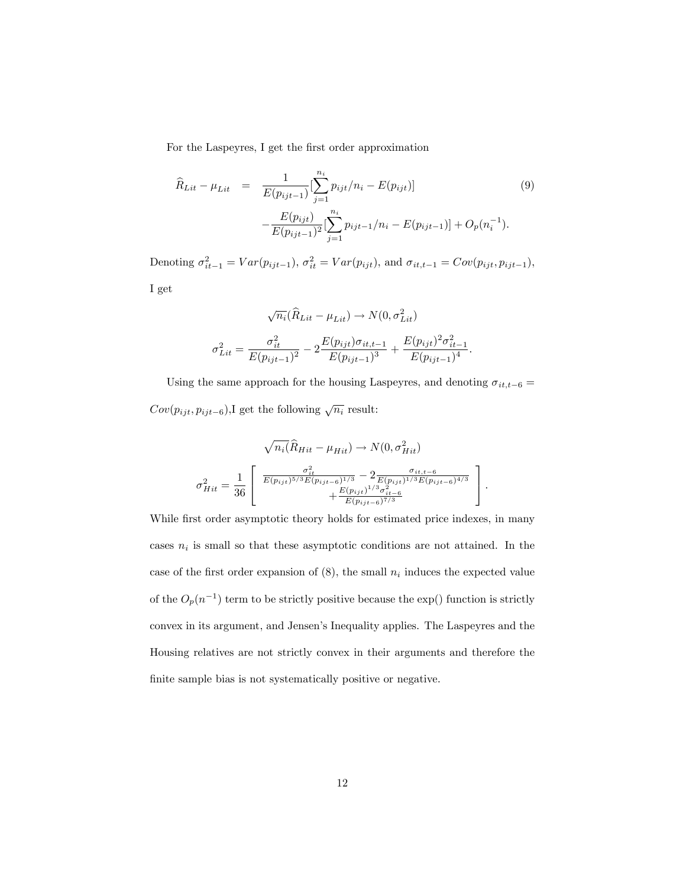For the Laspeyres, I get the first order approximation

$$
\begin{aligned}
\widehat{R}_{Lit} - \mu_{Lit} &= \frac{1}{E(p_{ijt-1})}[\sum_{j=1}^{n_i} p_{ijt}/n_i - E(p_{ijt})] \\
&\quad - \frac{E(p_{ijt})}{E(p_{ijt-1})^2}[\sum_{j=1}^{n_i} p_{ijt-1}/n_i - E(p_{ijt-1})] + O_p(n_i^{-1}).
\end{aligned} \tag{9}
$$

Denoting $\sigma_{it-1}^2 = Var(p_{ijt-1})$, $\sigma_{it}^2 = Var(p_{ijt})$, and $\sigma_{it,t-1} = Cov(p_{ijt}, p_{ijt-1})$, I get

$$
\sqrt{n_i}(\widehat{R}_{Lit} - \mu_{Lit}) \rightarrow N(0, \sigma_{Lit}^2)
$$

$$
\sigma_{Lit}^2 = \frac{\sigma_{it}^2}{E(p_{ijt-1})^2} - 2\frac{E(p_{ijt})\sigma_{it,t-1}}{E(p_{ijt-1})^3} + \frac{E(p_{ijt})^2 \sigma_{it-1}^2}{E(p_{ijt-1})^4}.
$$

Using the same approach for the housing Laspeyres, and denoting $\sigma_{it,t-6} = Cov(p_{ijt}, p_{ijt-6})$,I get the following $\sqrt{n_i}$ result:

$$
\sqrt{n_i}(\widehat{R}_{Hit} - \mu_{Hit}) \rightarrow N(0, \sigma_{Hit}^2)
$$

$$
\sigma_{Hit}^2 = \frac{1}{36}\left[ \begin{array}{c} \frac{\sigma_{it}^2}{E(p_{ijt})^{5/3}E(p_{ijt-6})^{1/3}} - 2\frac{\sigma_{it,t-6}}{E(p_{ijt})^{1/3}E(p_{ijt-6})^{4/3}} \\ + \frac{E(p_{ijt})^{1/3}\sigma_{it-6}^2}{E(p_{ijt-6})^{7/3}} \end{array} \right].
$$

While first order asymptotic theory holds for estimated price indexes, in many cases $n_i$ is small so that these asymptotic conditions are not attained. In the case of the first order expansion of (8), the small $n_i$ induces the expected value of the $O_p(n^{-1})$ term to be strictly positive because the exp() function is strictly convex in its argument, and Jensen's Inequality applies. The Laspeyres and the Housing relatives are not strictly convex in their arguments and therefore the finite sample bias is not systematically positive or negative.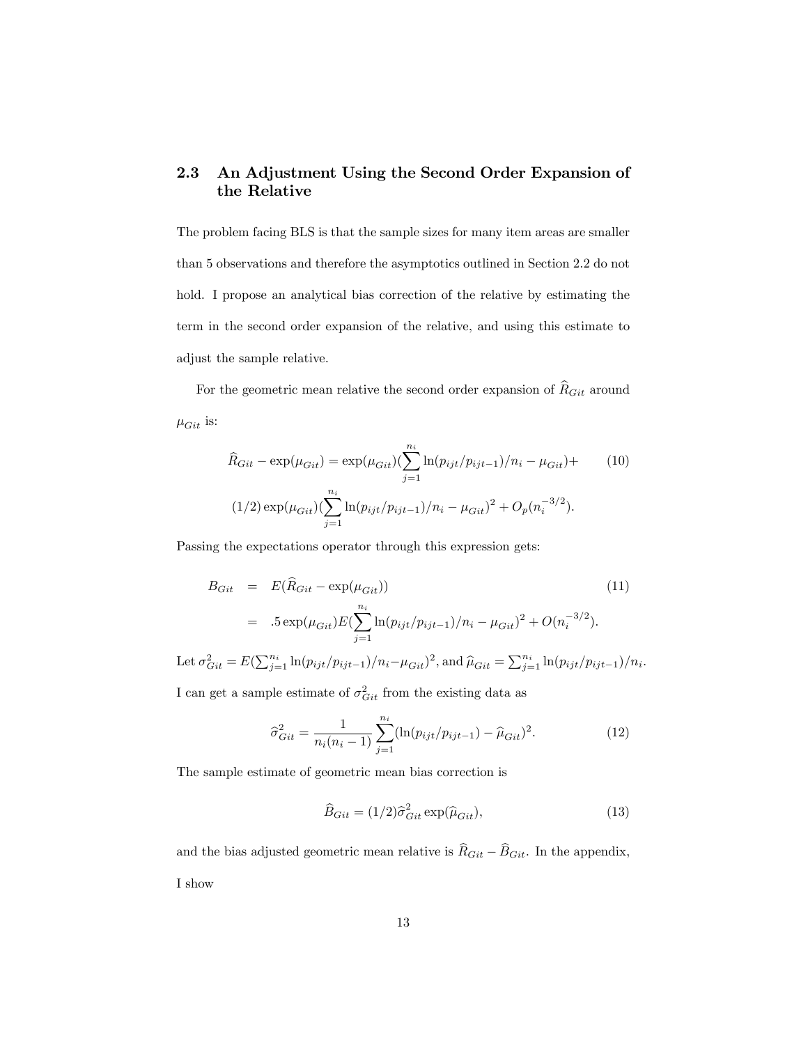### 2.3 An Adjustment Using the Second Order Expansion of the Relative

The problem facing BLS is that the sample sizes for many item areas are smaller than 5 observations and therefore the asymptotics outlined in Section 2.2 do not hold. I propose an analytical bias correction of the relative by estimating the term in the second order expansion of the relative, and using this estimate to adjust the sample relative.

For the geometric mean relative the second order expansion of $\widehat{R}_{Git}$ around $\mu_{Git}$ is:

$$\widehat{R}_{Git} - \exp(\mu_{Git}) = \exp(\mu_{Git})(\sum_{j=1}^{n_i} \ln(p_{ijt}/p_{ijt-1})/n_i - \mu_{Git}) + \tag{10}$$

$$(1/2)\exp(\mu_{Git})(\sum_{j=1}^{n_i} \ln(p_{ijt}/p_{ijt-1})/n_i - \mu_{Git})^2 + O_p(n_i^{-3/2}).$$

Passing the expectations operator through this expression gets:

$$\begin{aligned} B_{Git} &= E(\widehat{R}_{Git} - \exp(\mu_{Git})) \qquad (11) \\ &= .5\exp(\mu_{Git})E(\sum_{j=1}^{n_i} \ln(p_{ijt}/p_{ijt-1})/n_i - \mu_{Git})^2 + O(n_i^{-3/2}). \end{aligned}$$

Let $\sigma_{Git}^2 = E(\sum_{j=1}^{n_i} \ln(p_{ijt}/p_{ijt-1})/n_i - \mu_{Git})^2$, and $\widehat{\mu}_{Git} = \sum_{j=1}^{n_i} \ln(p_{ijt}/p_{ijt-1})/n_i$. I can get a sample estimate of $\sigma_{Git}^2$ from the existing data as

$$\widehat{\sigma}_{Git}^2 = \frac{1}{n_i(n_i - 1)} \sum_{j=1}^{n_i} (\ln(p_{ijt}/p_{ijt-1}) - \widehat{\mu}_{Git})^2. \tag{12}$$

The sample estimate of geometric mean bias correction is

$$\widehat{B}_{Git} = (1/2)\widehat{\sigma}_{Git}^2 \exp(\widehat{\mu}_{Git}), \tag{13}$$

and the bias adjusted geometric mean relative is $\widehat{R}_{Git} - \widehat{B}_{Git}$. In the appendix, I show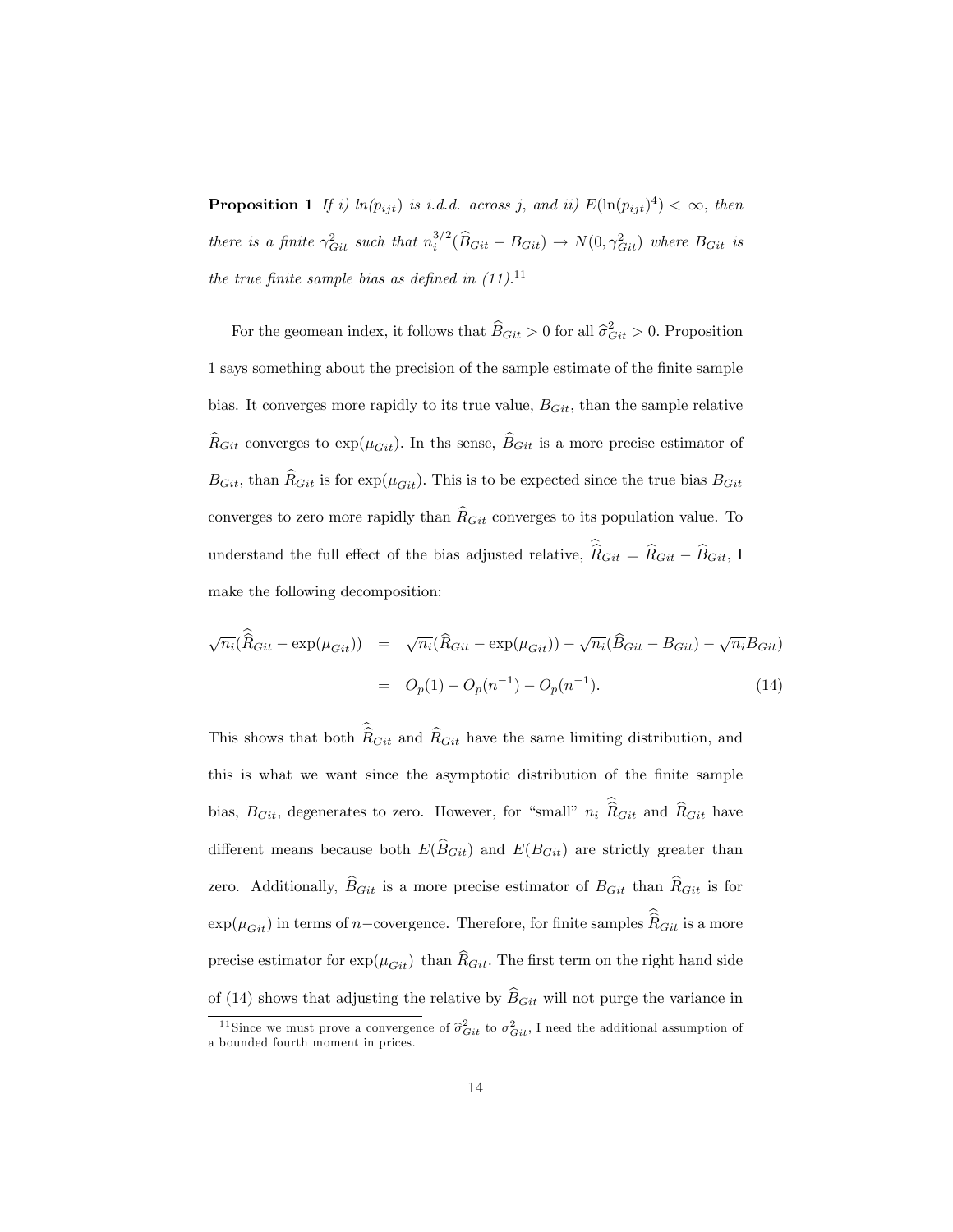**Proposition 1** *If i) $ln(p_{ijt})$ is i.d.d. across j, and ii) $E(\ln(p_{ijt})^4) < \infty$, then there is a finite $\gamma^2_{Git}$ such that $n_i^{3/2}(\widehat{B}_{Git} - B_{Git}) \to N(0, \gamma^2_{Git})$ where $B_{Git}$ is the true finite sample bias as defined in (11).*[11]

For the geomean index, it follows that $\widehat{B}_{Git} > 0$ for all $\widehat{\sigma}^2_{Git} > 0$. Proposition 1 says something about the precision of the sample estimate of the finite sample bias. It converges more rapidly to its true value, $B_{Git}$, than the sample relative $\widehat{R}_{Git}$ converges to $\exp(\mu_{Git})$. In ths sense, $\widehat{B}_{Git}$ is a more precise estimator of $B_{Git}$, than $\widehat{R}_{Git}$ is for $\exp(\mu_{Git})$. This is to be expected since the true bias $B_{Git}$ converges to zero more rapidly than $\widehat{R}_{Git}$ converges to its population value. To understand the full effect of the bias adjusted relative, $\widehat{\widehat{R}}_{Git} = \widehat{R}_{Git} - \widehat{B}_{Git}$, I make the following decomposition:

$$
\begin{aligned}
\sqrt{n_i}(\widehat{\widehat{R}}_{Git} - \exp(\mu_{Git})) &= \sqrt{n_i}(\widehat{R}_{Git} - \exp(\mu_{Git})) - \sqrt{n_i}(\widehat{B}_{Git} - B_{Git}) - \sqrt{n_i}B_{Git}) \\
&= O_p(1) - O_p(n^{-1}) - O_p(n^{-1}). \qquad (14)
\end{aligned}
$$

This shows that both $\widehat{\widehat{R}}_{Git}$ and $\widehat{R}_{Git}$ have the same limiting distribution, and this is what we want since the asymptotic distribution of the finite sample bias, $B_{Git}$, degenerates to zero. However, for "small" $n_i$ $\widehat{\widehat{R}}_{Git}$ and $\widehat{R}_{Git}$ have different means because both $E(\widehat{B}_{Git})$ and $E(B_{Git})$ are strictly greater than zero. Additionally, $\widehat{B}_{Git}$ is a more precise estimator of $B_{Git}$ than $\widehat{R}_{Git}$ is for $\exp(\mu_{Git})$ in terms of $n-$covergence. Therefore, for finite samples $\widehat{\widehat{R}}_{Git}$ is a more precise estimator for $\exp(\mu_{Git})$ than $\widehat{R}_{Git}$. The first term on the right hand side of (14) shows that adjusting the relative by $\widehat{B}_{Git}$ will not purge the variance in

[11] Since we must prove a convergence of $\widehat{\sigma}^2_{Git}$ to $\sigma^2_{Git}$, I need the additional assumption of a bounded fourth moment in prices.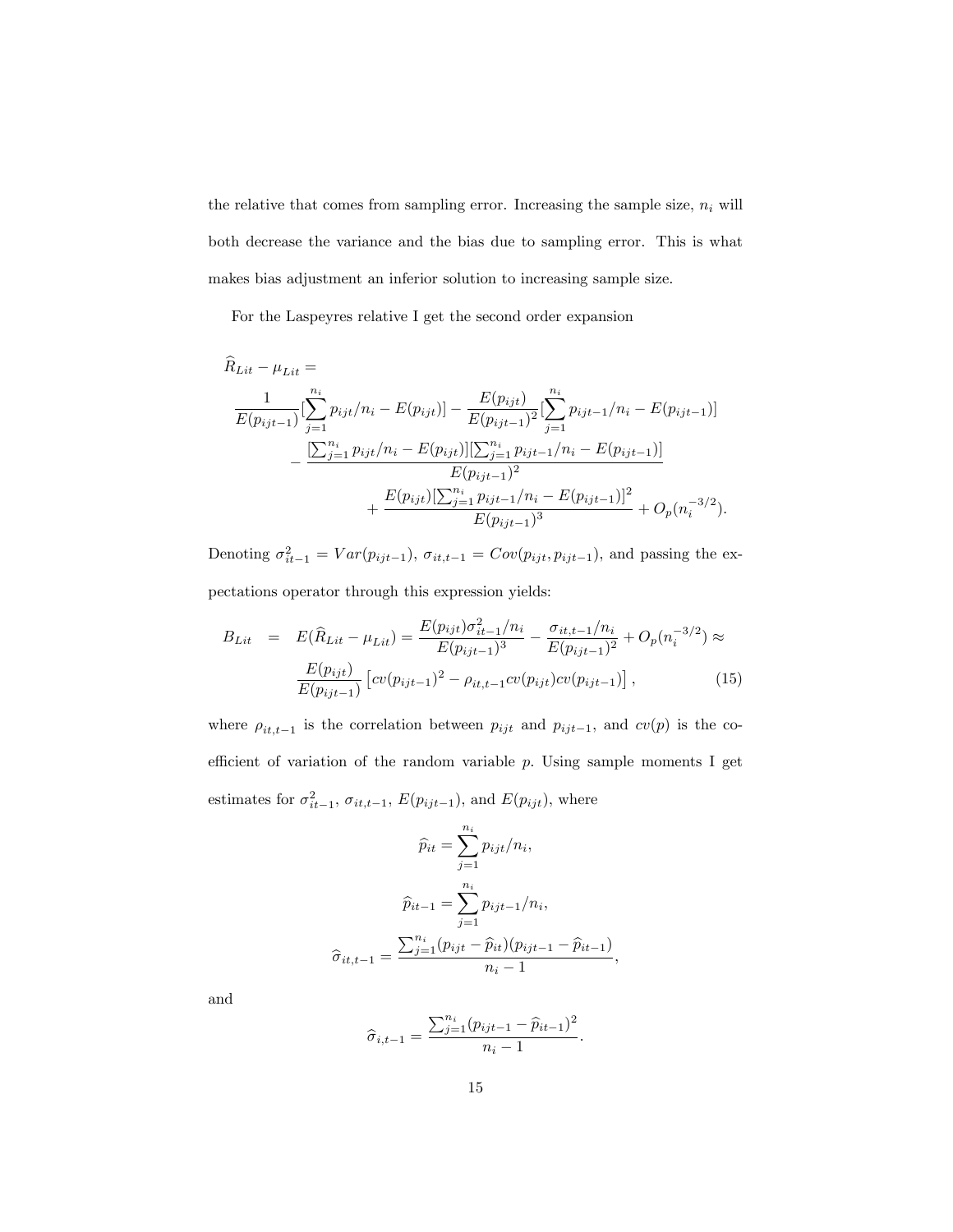the relative that comes from sampling error. Increasing the sample size, $n_i$ will both decrease the variance and the bias due to sampling error. This is what makes bias adjustment an inferior solution to increasing sample size.

For the Laspeyres relative I get the second order expansion

$$
\begin{aligned}
&\widehat{R}_{Lit} - \mu_{Lit} = \\
&\frac{1}{E(p_{ijt-1})}[\sum_{j=1}^{n_i} p_{ijt}/n_i - E(p_{ijt})] - \frac{E(p_{ijt})}{E(p_{ijt-1})^2}[\sum_{j=1}^{n_i} p_{ijt-1}/n_i - E(p_{ijt-1})] \\
&\qquad - \frac{[\sum_{j=1}^{n_i} p_{ijt}/n_i - E(p_{ijt})][\sum_{j=1}^{n_i} p_{ijt-1}/n_i - E(p_{ijt-1})]}{E(p_{ijt-1})^2} \\
&\qquad\qquad + \frac{E(p_{ijt})[\sum_{j=1}^{n_i} p_{ijt-1}/n_i - E(p_{ijt-1})]^2}{E(p_{ijt-1})^3} + O_p(n_i^{-3/2}).
\end{aligned}
$$

Denoting $\sigma_{it-1}^2 = Var(p_{ijt-1})$, $\sigma_{it,t-1} = Cov(p_{ijt}, p_{ijt-1})$, and passing the expectations operator through this expression yields:

$$
\begin{aligned}
B_{Lit} &= E(\widehat{R}_{Lit} - \mu_{Lit}) = \frac{E(p_{ijt})\sigma_{it-1}^2/n_i}{E(p_{ijt-1})^3} - \frac{\sigma_{it,t-1}/n_i}{E(p_{ijt-1})^2} + O_p(n_i^{-3/2}) \approx \\
&\frac{E(p_{ijt})}{E(p_{ijt-1})}\left[cv(p_{ijt-1})^2 - \rho_{it,t-1}cv(p_{ijt})cv(p_{ijt-1})\right], \qquad (15)
\end{aligned}
$$

where $\rho_{it,t-1}$ is the correlation between $p_{ijt}$ and $p_{ijt-1}$, and $cv(p)$ is the coefficient of variation of the random variable $p$. Using sample moments I get estimates for $\sigma_{it-1}^2$, $\sigma_{it,t-1}$, $E(p_{ijt-1})$, and $E(p_{ijt})$, where

$$
\widehat{p}_{it} = \sum_{j=1}^{n_i} p_{ijt}/n_i,
$$

$$
\widehat{p}_{it-1} = \sum_{j=1}^{n_i} p_{ijt-1}/n_i,
$$

$$
\widehat{\sigma}_{it,t-1} = \frac{\sum_{j=1}^{n_i}(p_{ijt} - \widehat{p}_{it})(p_{ijt-1} - \widehat{p}_{it-1})}{n_i - 1},
$$

and

$$
\widehat{\sigma}_{i,t-1} = \frac{\sum_{j=1}^{n_i}(p_{ijt-1} - \widehat{p}_{it-1})^2}{n_i - 1}.
$$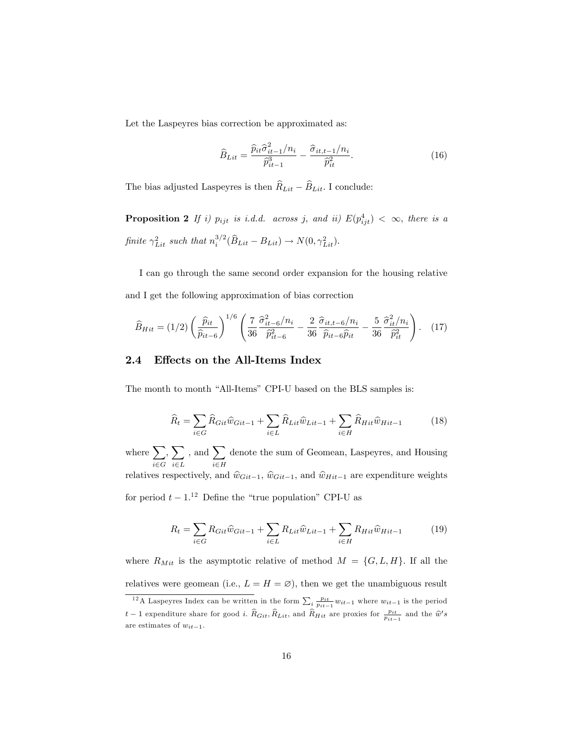Let the Laspeyres bias correction be approximated as:

$$\widehat{B}_{Lit} = \frac{\widehat{p}_{it}\widehat{\sigma}^2_{it-1}/n_i}{\widehat{p}^3_{it-1}} - \frac{\widehat{\sigma}_{it,t-1}/n_i}{\widehat{p}^2_{it}}. \tag{16}$$

The bias adjusted Laspeyres is then $\widehat{R}_{Lit} - \widehat{B}_{Lit}$. I conclude:

**Proposition 2** *If i) $p_{ijt}$ is i.d.d. across $j$, and ii) $E(p^4_{ijt}) < \infty$, there is a finite $\gamma^2_{Lit}$ such that $n_i^{3/2}(\widehat{B}_{Lit} - B_{Lit}) \to N(0, \gamma^2_{Lit})$.*

I can go through the same second order expansion for the housing relative and I get the following approximation of bias correction

$$\widehat{B}_{Hit} = (1/2)\left(\frac{\widehat{p}_{it}}{\widehat{p}_{it-6}}\right)^{1/6}\left(\frac{7}{36}\frac{\widehat{\sigma}^2_{it-6}/n_i}{\widehat{p}^2_{it-6}} - \frac{2}{36}\frac{\widehat{\sigma}_{it,t-6}/n_i}{\widehat{p}_{it-6}\widehat{p}_{it}} - \frac{5}{36}\frac{\widehat{\sigma}^2_{it}/n_i}{\widehat{p}^2_{it}}\right). \tag{17}$$

## 2.4 Effects on the All-Items Index

The month to month "All-Items" CPI-U based on the BLS samples is:

$$\widehat{R}_t = \sum_{i\in G}\widehat{R}_{Git}\widehat{w}_{Git-1} + \sum_{i\in L}\widehat{R}_{Lit}\widehat{w}_{Lit-1} + \sum_{i\in H}\widehat{R}_{Hit}\widehat{w}_{Hit-1} \tag{18}$$

where $\sum_{i\in G}$, $\sum_{i\in L}$ , and $\sum_{i\in H}$ denote the sum of Geomean, Laspeyres, and Housing relatives respectively, and $\widehat{w}_{Git-1}$, $\widehat{w}_{Git-1}$, and $\widehat{w}_{Hit-1}$ are expenditure weights for period $t-1$.[12] Define the "true population" CPI-U as

$$R_t = \sum_{i\in G}R_{Git}\widehat{w}_{Git-1} + \sum_{i\in L}R_{Lit}\widehat{w}_{Lit-1} + \sum_{i\in H}R_{Hit}\widehat{w}_{Hit-1} \tag{19}$$

where $R_{Mit}$ is the asymptotic relative of method $M = \{G, L, H\}$. If all the relatives were geomean (i.e., $L = H = \varnothing$), then we get the unambiguous result

[12] A Laspeyres Index can be written in the form $\sum_i \frac{p_{it}}{p_{it-1}}w_{it-1}$ where $w_{it-1}$ is the period $t-1$ expenditure share for good $i$. $\widehat{R}_{Git}, \widehat{R}_{Lit}$, and $\widehat{R}_{Hit}$ are proxies for $\frac{p_{it}}{p_{it-1}}$ and the $\widehat{w}'s$ are estimates of $w_{it-1}$.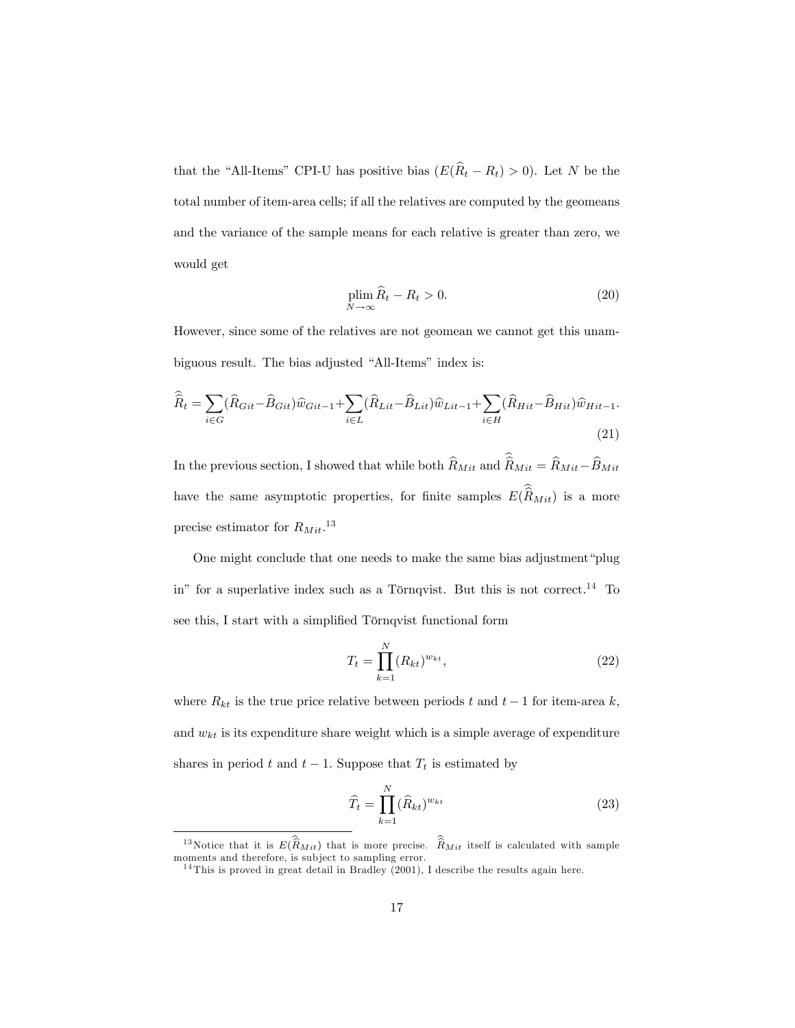that the "All-Items" CPI-U has positive bias ($E(\widehat{R}_t - R_t) > 0$). Let $N$ be the total number of item-area cells; if all the relatives are computed by the geomeans and the variance of the sample means for each relative is greater than zero, we would get

$$\operatorname*{plim}_{N\to\infty} \widehat{R}_t - R_t > 0. \tag{20}$$

However, since some of the relatives are not geomean we cannot get this unambiguous result. The bias adjusted "All-Items" index is:

$$\widehat{\widehat{R}}_t = \sum_{i\in G}(\widehat{R}_{Git} - \widehat{B}_{Git})\widehat{w}_{Git-1} + \sum_{i\in L}(\widehat{R}_{Lit} - \widehat{B}_{Lit})\widehat{w}_{Lit-1} + \sum_{i\in H}(\widehat{R}_{Hit} - \widehat{B}_{Hit})\widehat{w}_{Hit-1}. \tag{21}$$

In the previous section, I showed that while both $\widehat{R}_{Mit}$ and $\widehat{\widehat{R}}_{Mit} = \widehat{R}_{Mit} - \widehat{B}_{Mit}$ have the same asymptotic properties, for finite samples $E(\widehat{\widehat{R}}_{Mit})$ is a more precise estimator for $R_{Mit}$.[13]

One might conclude that one needs to make the same bias adjustment "plug in" for a superlative index such as a Törnqvist. But this is not correct.[14] To see this, I start with a simplified Törnqvist functional form

$$T_t = \prod_{k=1}^{N} (R_{kt})^{w_{kt}}, \tag{22}$$

where $R_{kt}$ is the true price relative between periods $t$ and $t-1$ for item-area $k$, and $w_{kt}$ is its expenditure share weight which is a simple average of expenditure shares in period $t$ and $t-1$. Suppose that $T_t$ is estimated by

$$\widehat{T}_t = \prod_{k=1}^{N} (\widehat{R}_{kt})^{w_{kt}} \tag{23}$$

---

[13] Notice that it is $E(\widehat{\widehat{R}}_{Mit})$ that is more precise. $\widehat{\widehat{R}}_{Mit}$ itself is calculated with sample moments and therefore, is subject to sampling error.

[14] This is proved in great detail in Bradley (2001), I describe the results again here.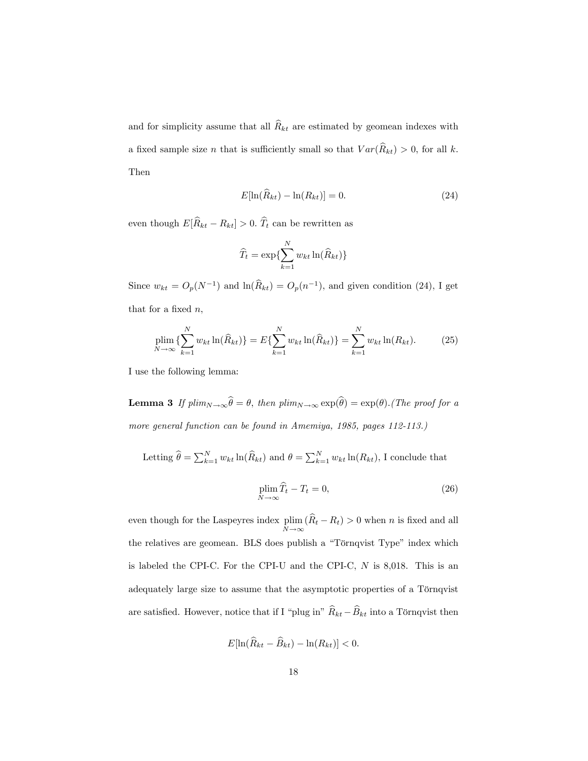and for simplicity assume that all $\widehat{R}_{kt}$ are estimated by geomean indexes with a fixed sample size $n$ that is sufficiently small so that $Var(\widehat{R}_{kt}) > 0$, for all $k$. Then

$$E[\ln(\widehat{R}_{kt}) - \ln(R_{kt})] = 0. \tag{24}$$

even though $E[\widehat{R}_{kt} - R_{kt}] > 0$. $\widehat{T}_t$ can be rewritten as

$$\widehat{T}_t = \exp\{\sum_{k=1}^{N} w_{kt} \ln(\widehat{R}_{kt})\}$$

Since $w_{kt} = O_p(N^{-1})$ and $\ln(\widehat{R}_{kt}) = O_p(n^{-1})$, and given condition (24), I get that for a fixed $n$,

$$\operatorname*{plim}_{N\to\infty}\{\sum_{k=1}^{N} w_{kt} \ln(\widehat{R}_{kt})\} = E\{\sum_{k=1}^{N} w_{kt} \ln(\widehat{R}_{kt})\} = \sum_{k=1}^{N} w_{kt} \ln(R_{kt}). \tag{25}$$

I use the following lemma:

**Lemma 3** *If $plim_{N\to\infty}\widehat{\theta} = \theta$, then $plim_{N\to\infty}\exp(\widehat{\theta}) = \exp(\theta)$.(The proof for a more general function can be found in Amemiya, 1985, pages 112-113.)*

Letting $\widehat{\theta} = \sum_{k=1}^{N} w_{kt} \ln(\widehat{R}_{kt})$ and $\theta = \sum_{k=1}^{N} w_{kt} \ln(R_{kt})$, I conclude that

$$\operatorname*{plim}_{N\to\infty} \widehat{T}_t - T_t = 0, \tag{26}$$

even though for the Laspeyres index $\operatorname*{plim}_{N\to\infty}(\widehat{R}_t - R_t) > 0$ when $n$ is fixed and all the relatives are geomean. BLS does publish a "Törnqvist Type" index which is labeled the CPI-C. For the CPI-U and the CPI-C, $N$ is 8,018. This is an adequately large size to assume that the asymptotic properties of a Törnqvist are satisfied. However, notice that if I "plug in" $\widehat{R}_{kt} - \widehat{B}_{kt}$ into a Törnqvist then

$$E[\ln(\widehat{R}_{kt} - \widehat{B}_{kt}) - \ln(R_{kt})] < 0.$$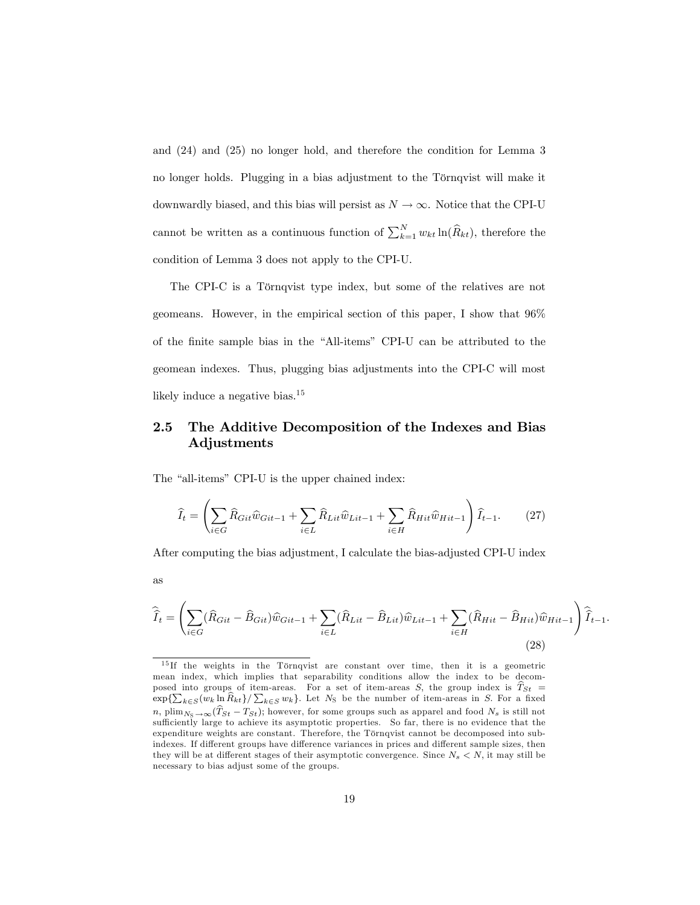and (24) and (25) no longer hold, and therefore the condition for Lemma 3 no longer holds. Plugging in a bias adjustment to the Törnqvist will make it downwardly biased, and this bias will persist as $N \to \infty$. Notice that the CPI-U cannot be written as a continuous function of $\sum_{k=1}^{N} w_{kt} \ln(\widehat{R}_{kt})$, therefore the condition of Lemma 3 does not apply to the CPI-U.

The CPI-C is a Törnqvist type index, but some of the relatives are not geomeans. However, in the empirical section of this paper, I show that 96% of the finite sample bias in the "All-items" CPI-U can be attributed to the geomean indexes. Thus, plugging bias adjustments into the CPI-C will most likely induce a negative bias.[15]

## 2.5 The Additive Decomposition of the Indexes and Bias Adjustments

The "all-items" CPI-U is the upper chained index:

$$\widehat{I}_t = \left( \sum_{i \in G} \widehat{R}_{Git} \widehat{w}_{Git-1} + \sum_{i \in L} \widehat{R}_{Lit} \widehat{w}_{Lit-1} + \sum_{i \in H} \widehat{R}_{Hit} \widehat{w}_{Hit-1} \right) \widehat{I}_{t-1}. \tag{27}$$

After computing the bias adjustment, I calculate the bias-adjusted CPI-U index as

$$\widehat{\widehat{I}}_t = \left( \sum_{i \in G} (\widehat{R}_{Git} - \widehat{B}_{Git}) \widehat{w}_{Git-1} + \sum_{i \in L} (\widehat{R}_{Lit} - \widehat{B}_{Lit}) \widehat{w}_{Lit-1} + \sum_{i \in H} (\widehat{R}_{Hit} - \widehat{B}_{Hit}) \widehat{w}_{Hit-1} \right) \widehat{\widehat{I}}_{t-1}. \tag{28}$$

[15] If the weights in the Törnqvist are constant over time, then it is a geometric mean index, which implies that separability conditions allow the index to be decomposed into groups of item-areas. For a set of item-areas $S$, the group index is $\widehat{T}_{St} = \exp\{\sum_{k \in S} (w_k \ln \widehat{R}_{kt}\} / \sum_{k \in S} w_k\}$. Let $N_S$ be the number of item-areas in $S$. For a fixed $n$, $\text{plim}_{N_S \to \infty}(\widehat{T}_{St} - T_{St})$; however, for some groups such as apparel and food $N_s$ is still not sufficiently large to achieve its asymptotic properties. So far, there is no evidence that the expenditure weights are constant. Therefore, the Törnqvist cannot be decomposed into sub-indexes. If different groups have difference variances in prices and different sample sizes, then they will be at different stages of their asymptotic convergence. Since $N_s < N$, it may still be necessary to bias adjust some of the groups.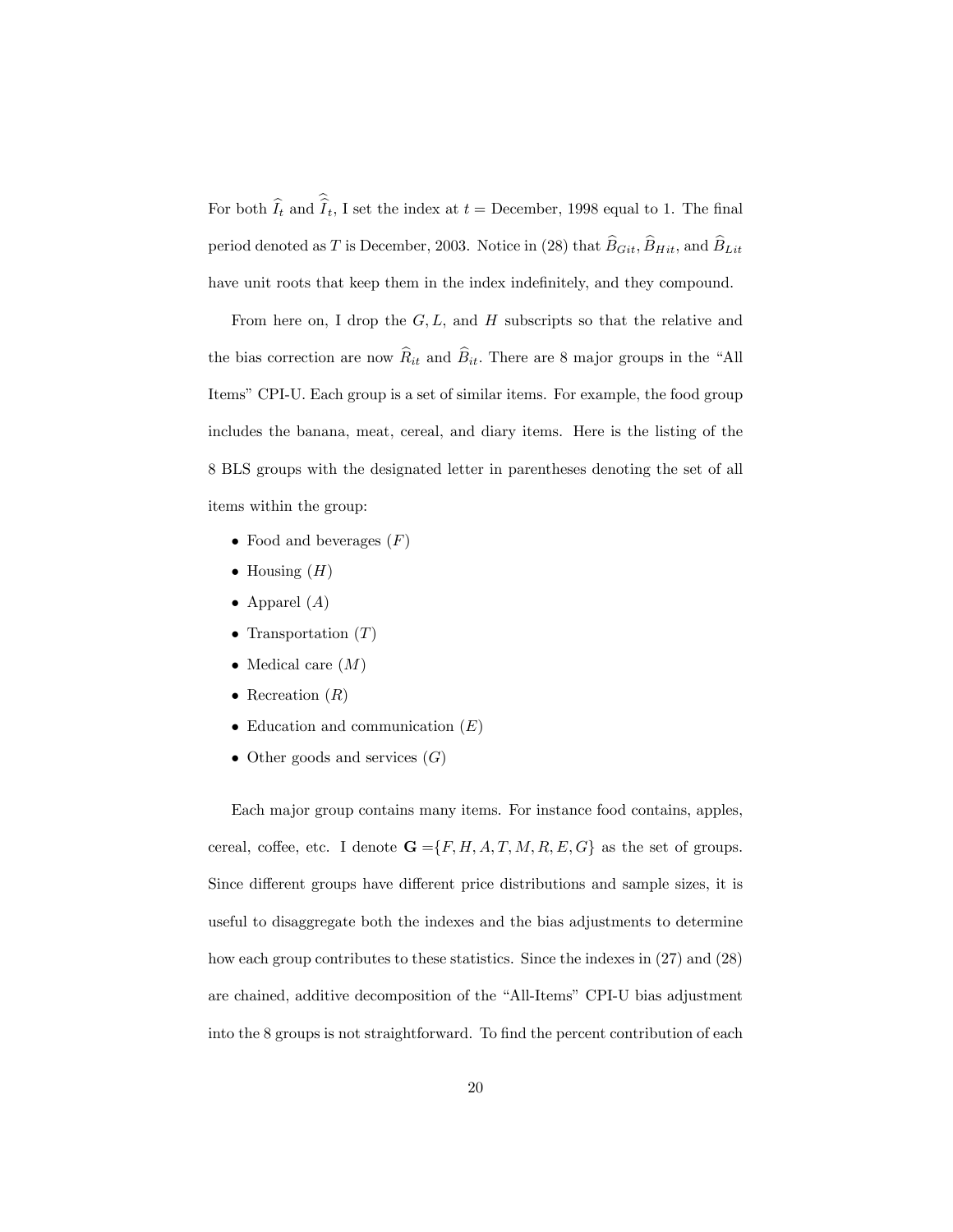For both $\widehat{I}_t$ and $\widehat{\widehat{I}}_t$, I set the index at $t =$ December, 1998 equal to 1. The final period denoted as $T$ is December, 2003. Notice in (28) that $\widehat{B}_{Git}$, $\widehat{B}_{Hit}$, and $\widehat{B}_{Lit}$ have unit roots that keep them in the index indefinitely, and they compound.

From here on, I drop the $G, L$, and $H$ subscripts so that the relative and the bias correction are now $\widehat{R}_{it}$ and $\widehat{B}_{it}$. There are 8 major groups in the "All Items" CPI-U. Each group is a set of similar items. For example, the food group includes the banana, meat, cereal, and diary items. Here is the listing of the 8 BLS groups with the designated letter in parentheses denoting the set of all items within the group:

- Food and beverages ($F$)
- Housing ($H$)
- Apparel ($A$)
- Transportation ($T$)
- Medical care ($M$)
- Recreation ($R$)
- Education and communication ($E$)
- Other goods and services ($G$)

Each major group contains many items. For instance food contains, apples, cereal, coffee, etc. I denote $\mathbf{G} = \{F, H, A, T, M, R, E, G\}$ as the set of groups. Since different groups have different price distributions and sample sizes, it is useful to disaggregate both the indexes and the bias adjustments to determine how each group contributes to these statistics. Since the indexes in (27) and (28) are chained, additive decomposition of the "All-Items" CPI-U bias adjustment into the 8 groups is not straightforward. To find the percent contribution of each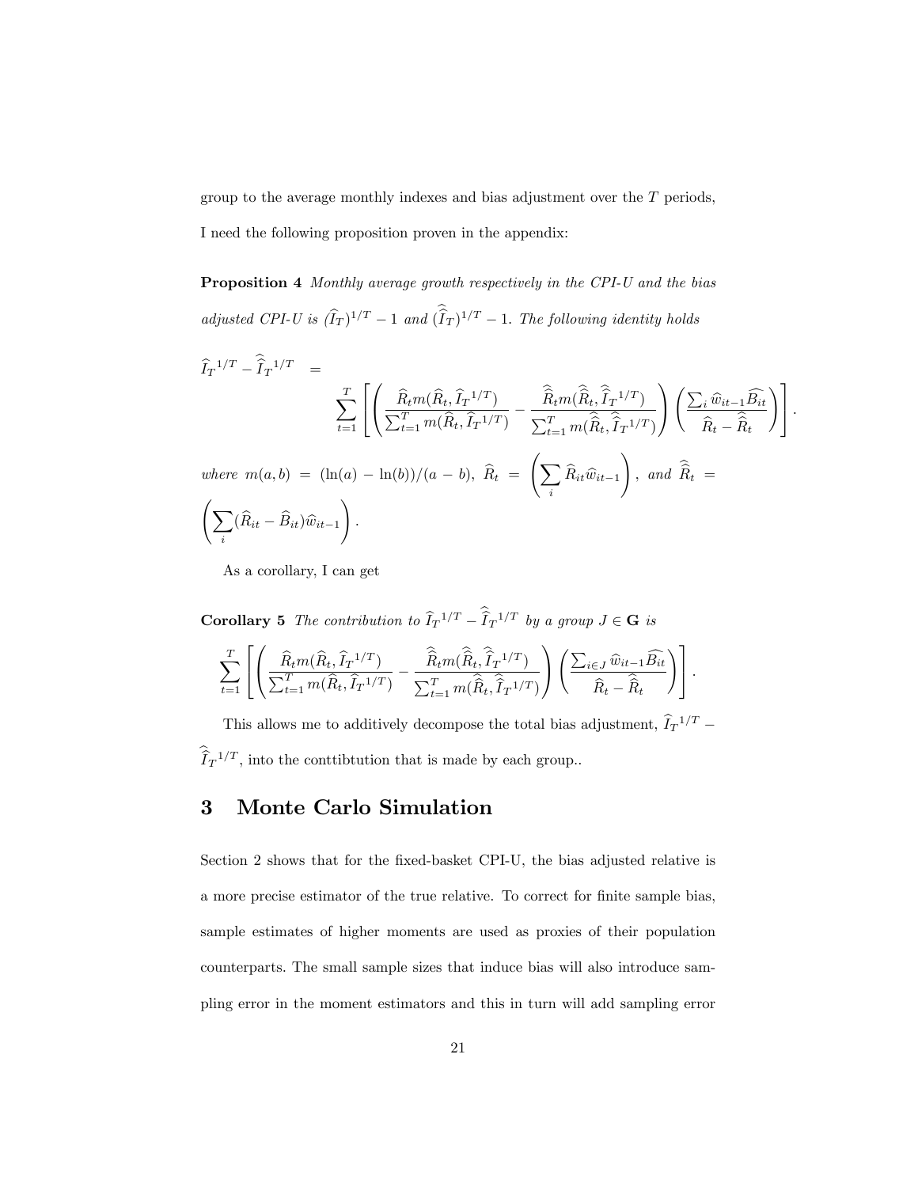group to the average monthly indexes and bias adjustment over the $T$ periods, I need the following proposition proven in the appendix:

**Proposition 4** *Monthly average growth respectively in the CPI-U and the bias adjusted CPI-U is* $(\widehat{I}_T)^{1/T} - 1$ *and* $(\widehat{\widehat{I}}_T)^{1/T} - 1$. *The following identity holds*

$$\widehat{I}_T{}^{1/T} - \widehat{\widehat{I}}_T{}^{1/T} = \sum_{t=1}^{T} \left[ \left( \frac{\widehat{R}_t m(\widehat{R}_t, \widehat{I}_T{}^{1/T})}{\sum_{t=1}^{T} m(\widehat{R}_t, \widehat{I}_T{}^{1/T})} - \frac{\widehat{\widehat{R}}_t m(\widehat{\widehat{R}}_t, \widehat{\widehat{I}}_T{}^{1/T})}{\sum_{t=1}^{T} m(\widehat{\widehat{R}}_t, \widehat{\widehat{I}}_T{}^{1/T})} \right) \left( \frac{\sum_i \widehat{w}_{it-1} \widehat{B_{it}}}{\widehat{R}_t - \widehat{\widehat{R}}_t} \right) \right].$$

*where* $m(a,b) = (\ln(a) - \ln(b))/(a-b)$, $\widehat{R}_t = \left( \sum_i \widehat{R}_{it} \widehat{w}_{it-1} \right)$, *and* $\widehat{\widehat{R}}_t = \left( \sum_i (\widehat{R}_{it} - \widehat{B}_{it}) \widehat{w}_{it-1} \right)$.

As a corollary, I can get

**Corollary 5** *The contribution to* $\widehat{I}_T{}^{1/T} - \widehat{\widehat{I}}_T{}^{1/T}$ *by a group* $J \in \mathbf{G}$ *is*

$$\sum_{t=1}^{T} \left[ \left( \frac{\widehat{R}_t m(\widehat{R}_t, \widehat{I}_T{}^{1/T})}{\sum_{t=1}^{T} m(\widehat{R}_t, \widehat{I}_T{}^{1/T})} - \frac{\widehat{\widehat{R}}_t m(\widehat{\widehat{R}}_t, \widehat{\widehat{I}}_T{}^{1/T})}{\sum_{t=1}^{T} m(\widehat{\widehat{R}}_t, \widehat{\widehat{I}}_T{}^{1/T})} \right) \left( \frac{\sum_{i \in J} \widehat{w}_{it-1} \widehat{B_{it}}}{\widehat{R}_t - \widehat{\widehat{R}}_t} \right) \right].$$

This allows me to additively decompose the total bias adjustment, $\widehat{I}_T{}^{1/T} - \widehat{\widehat{I}}_T{}^{1/T}$, into the conttibtution that is made by each group..

## 3 Monte Carlo Simulation

Section 2 shows that for the fixed-basket CPI-U, the bias adjusted relative is a more precise estimator of the true relative. To correct for finite sample bias, sample estimates of higher moments are used as proxies of their population counterparts. The small sample sizes that induce bias will also introduce sampling error in the moment estimators and this in turn will add sampling error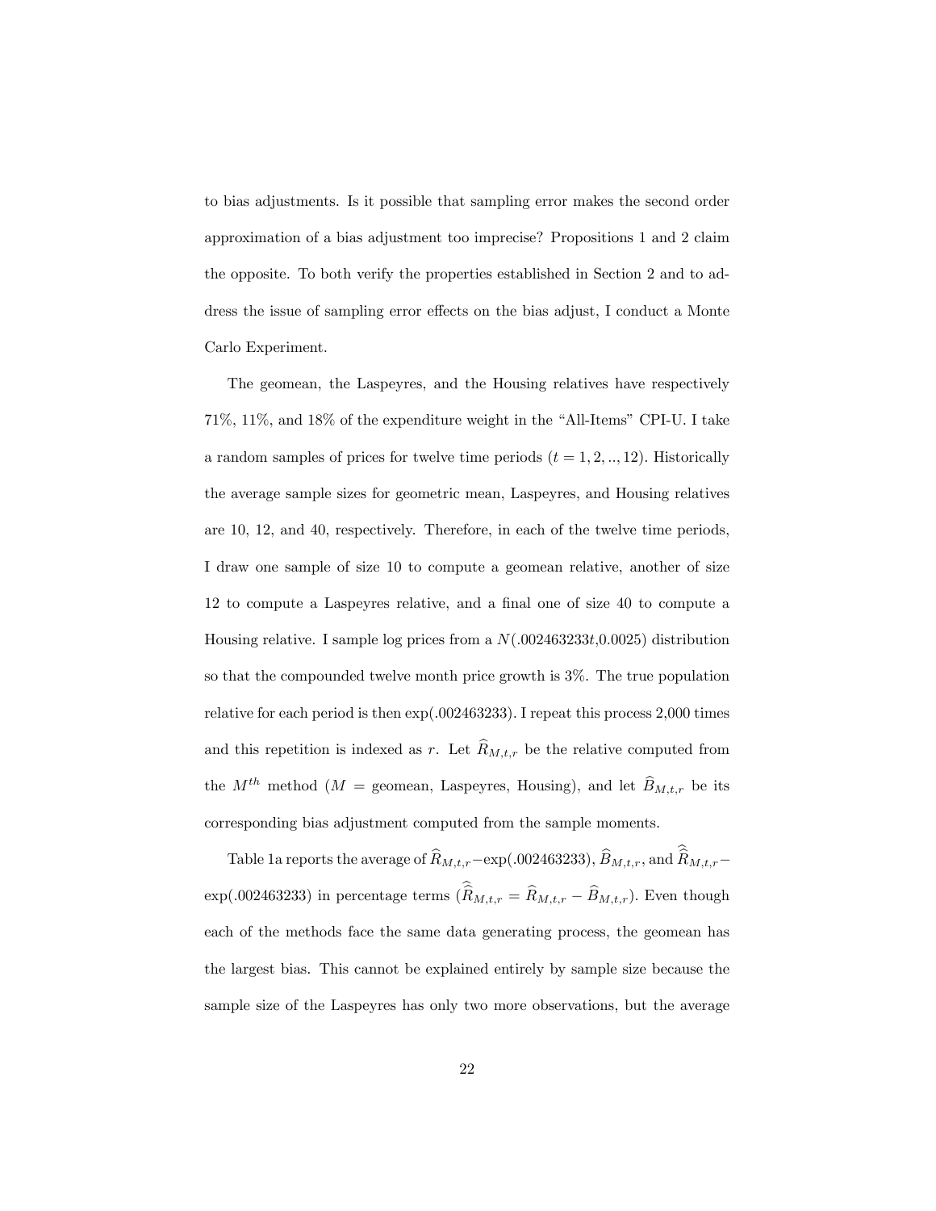to bias adjustments. Is it possible that sampling error makes the second order approximation of a bias adjustment too imprecise? Propositions 1 and 2 claim the opposite. To both verify the properties established in Section 2 and to address the issue of sampling error effects on the bias adjust, I conduct a Monte Carlo Experiment.

The geomean, the Laspeyres, and the Housing relatives have respectively 71%, 11%, and 18% of the expenditure weight in the "All-Items" CPI-U. I take a random samples of prices for twelve time periods ($t = 1, 2, .., 12$). Historically the average sample sizes for geometric mean, Laspeyres, and Housing relatives are 10, 12, and 40, respectively. Therefore, in each of the twelve time periods, I draw one sample of size 10 to compute a geomean relative, another of size 12 to compute a Laspeyres relative, and a final one of size 40 to compute a Housing relative. I sample log prices from a $N(.002463233t, 0.0025)$ distribution so that the compounded twelve month price growth is 3%. The true population relative for each period is then $\exp(.002463233)$. I repeat this process 2,000 times and this repetition is indexed as $r$. Let $\widehat{R}_{M,t,r}$ be the relative computed from the $M^{th}$ method ($M$ = geomean, Laspeyres, Housing), and let $\widehat{B}_{M,t,r}$ be its corresponding bias adjustment computed from the sample moments.

Table 1a reports the average of $\widehat{R}_{M,t,r} - \exp(.002463233)$, $\widehat{B}_{M,t,r}$, and $\widehat{\widehat{R}}_{M,t,r} - \exp(.002463233)$ in percentage terms ($\widehat{\widehat{R}}_{M,t,r} = \widehat{R}_{M,t,r} - \widehat{B}_{M,t,r}$). Even though each of the methods face the same data generating process, the geomean has the largest bias. This cannot be explained entirely by sample size because the sample size of the Laspeyres has only two more observations, but the average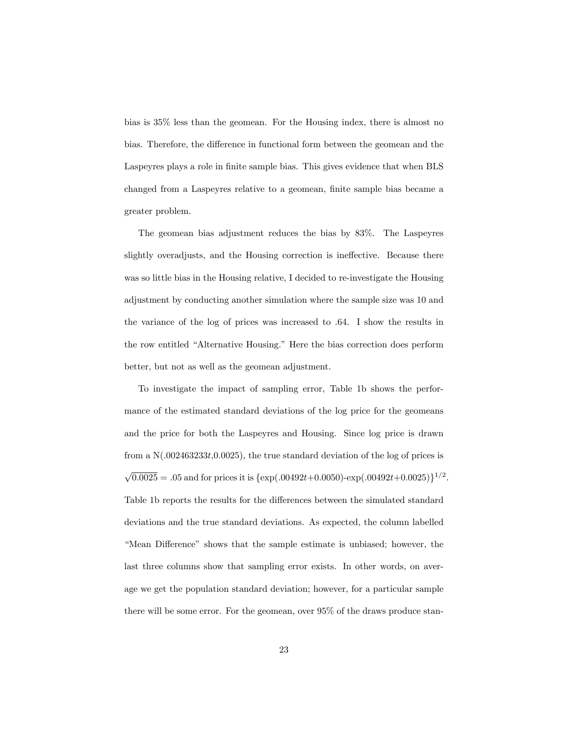bias is 35% less than the geomean. For the Housing index, there is almost no bias. Therefore, the difference in functional form between the geomean and the Laspeyres plays a role in finite sample bias. This gives evidence that when BLS changed from a Laspeyres relative to a geomean, finite sample bias became a greater problem.

The geomean bias adjustment reduces the bias by 83%. The Laspeyres slightly overadjusts, and the Housing correction is ineffective. Because there was so little bias in the Housing relative, I decided to re-investigate the Housing adjustment by conducting another simulation where the sample size was 10 and the variance of the log of prices was increased to .64. I show the results in the row entitled "Alternative Housing." Here the bias correction does perform better, but not as well as the geomean adjustment.

To investigate the impact of sampling error, Table 1b shows the performance of the estimated standard deviations of the log price for the geomeans and the price for both the Laspeyres and Housing. Since log price is drawn from a N($.002463233t$,0.0025), the true standard deviation of the log of prices is $\sqrt{0.0025} = .05$ and for prices it is $\{\exp(.00492t+0.0050)\text{-}\exp(.00492t+0.0025)\}^{1/2}$. Table 1b reports the results for the differences between the simulated standard deviations and the true standard deviations. As expected, the column labelled "Mean Difference" shows that the sample estimate is unbiased; however, the last three columns show that sampling error exists. In other words, on average we get the population standard deviation; however, for a particular sample there will be some error. For the geomean, over 95% of the draws produce stan-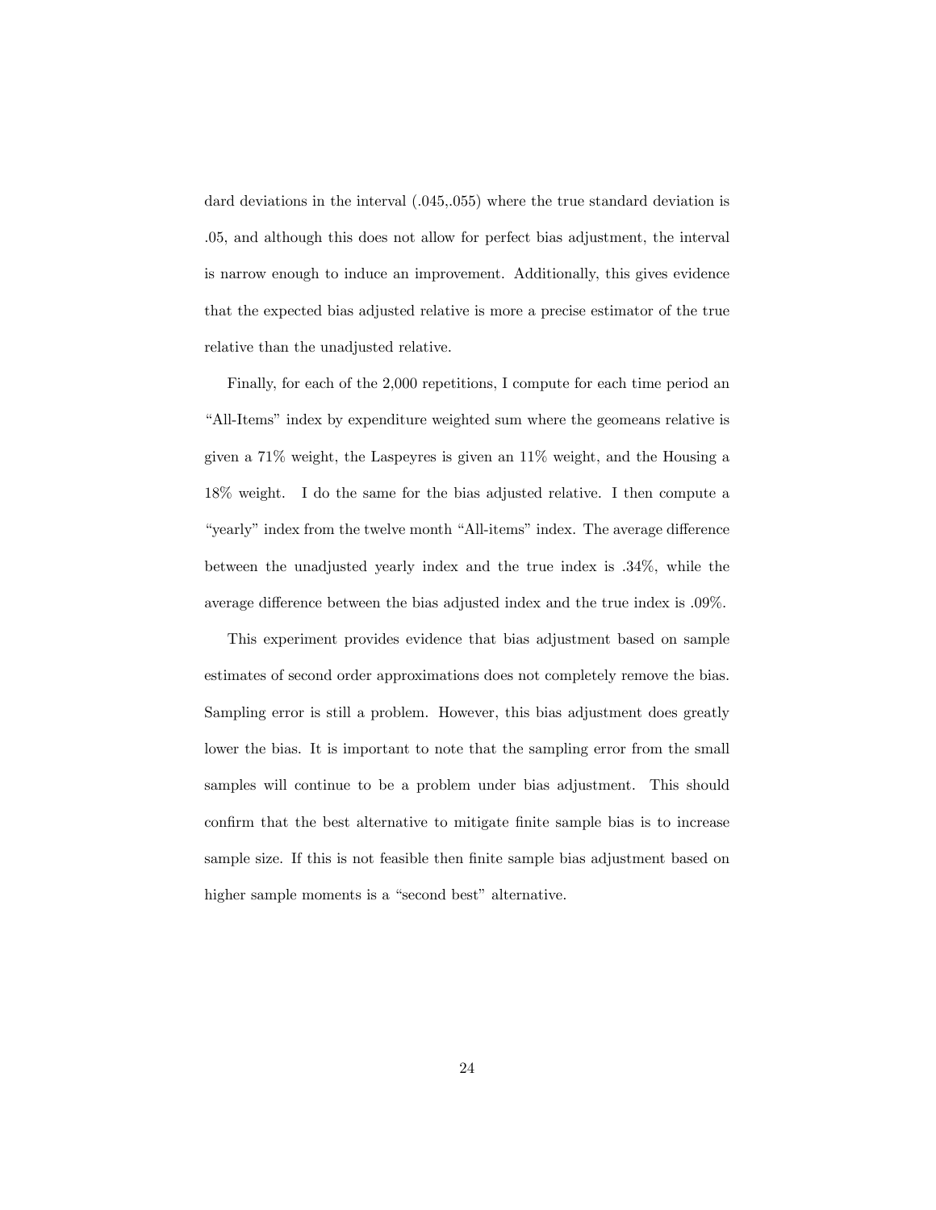dard deviations in the interval (.045,.055) where the true standard deviation is .05, and although this does not allow for perfect bias adjustment, the interval is narrow enough to induce an improvement. Additionally, this gives evidence that the expected bias adjusted relative is more a precise estimator of the true relative than the unadjusted relative.

Finally, for each of the 2,000 repetitions, I compute for each time period an "All-Items" index by expenditure weighted sum where the geomeans relative is given a 71% weight, the Laspeyres is given an 11% weight, and the Housing a 18% weight. I do the same for the bias adjusted relative. I then compute a "yearly" index from the twelve month "All-items" index. The average difference between the unadjusted yearly index and the true index is .34%, while the average difference between the bias adjusted index and the true index is .09%.

This experiment provides evidence that bias adjustment based on sample estimates of second order approximations does not completely remove the bias. Sampling error is still a problem. However, this bias adjustment does greatly lower the bias. It is important to note that the sampling error from the small samples will continue to be a problem under bias adjustment. This should confirm that the best alternative to mitigate finite sample bias is to increase sample size. If this is not feasible then finite sample bias adjustment based on higher sample moments is a "second best" alternative.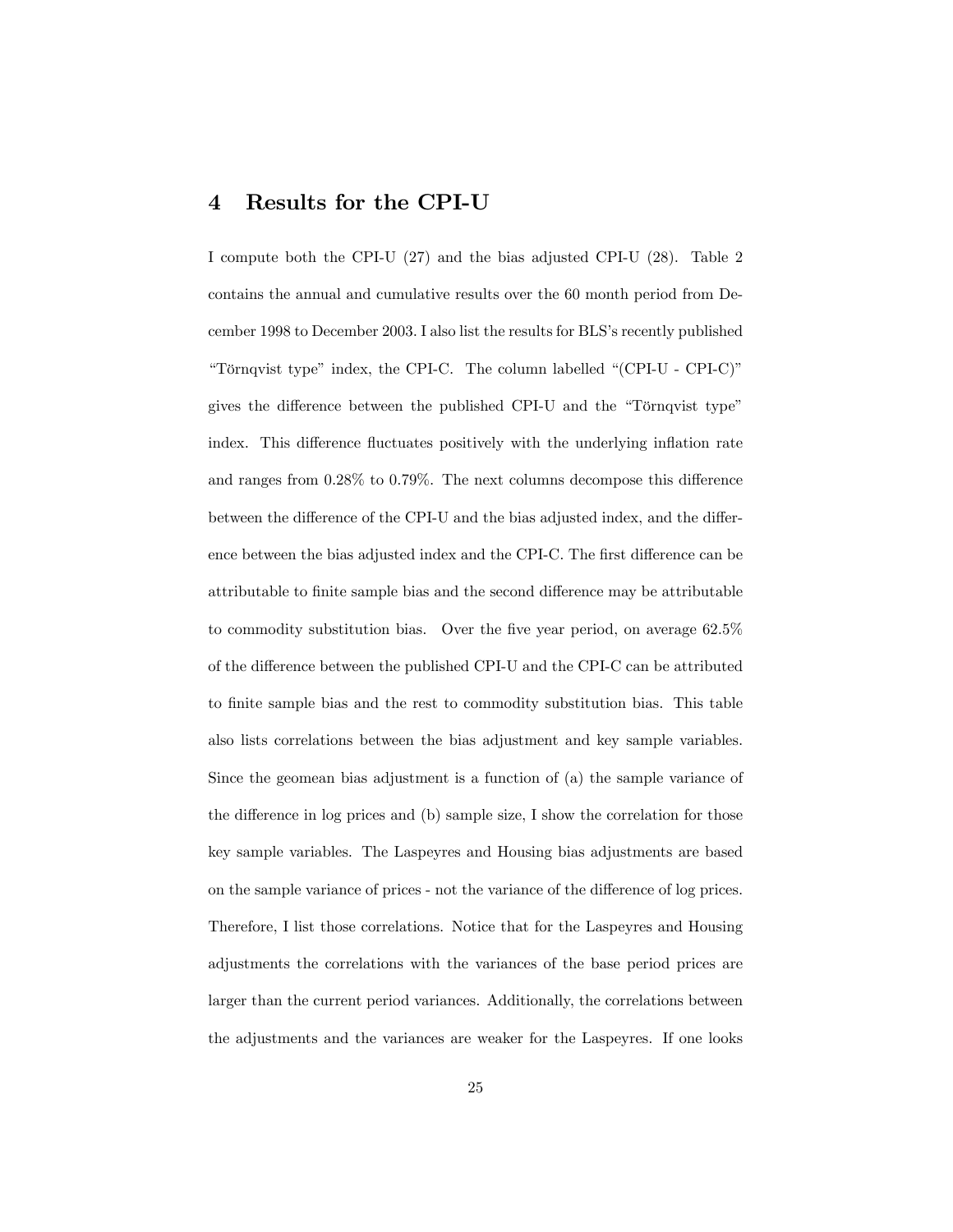## 4 Results for the CPI-U

I compute both the CPI-U (27) and the bias adjusted CPI-U (28). Table 2 contains the annual and cumulative results over the 60 month period from December 1998 to December 2003. I also list the results for BLS's recently published "Törnqvist type" index, the CPI-C. The column labelled "(CPI-U - CPI-C)" gives the difference between the published CPI-U and the "Törnqvist type" index. This difference fluctuates positively with the underlying inflation rate and ranges from 0.28% to 0.79%. The next columns decompose this difference between the difference of the CPI-U and the bias adjusted index, and the difference between the bias adjusted index and the CPI-C. The first difference can be attributable to finite sample bias and the second difference may be attributable to commodity substitution bias. Over the five year period, on average 62.5% of the difference between the published CPI-U and the CPI-C can be attributed to finite sample bias and the rest to commodity substitution bias. This table also lists correlations between the bias adjustment and key sample variables. Since the geomean bias adjustment is a function of (a) the sample variance of the difference in log prices and (b) sample size, I show the correlation for those key sample variables. The Laspeyres and Housing bias adjustments are based on the sample variance of prices - not the variance of the difference of log prices. Therefore, I list those correlations. Notice that for the Laspeyres and Housing adjustments the correlations with the variances of the base period prices are larger than the current period variances. Additionally, the correlations between the adjustments and the variances are weaker for the Laspeyres. If one looks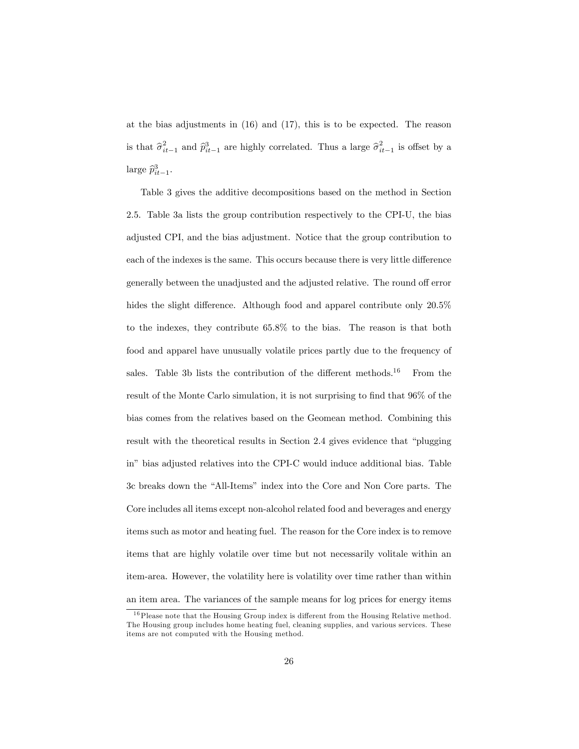at the bias adjustments in (16) and (17), this is to be expected. The reason is that $\widehat{\sigma}^2_{it-1}$ and $\widehat{p}^3_{it-1}$ are highly correlated. Thus a large $\widehat{\sigma}^2_{it-1}$ is offset by a large $\widehat{p}^3_{it-1}$.

Table 3 gives the additive decompositions based on the method in Section 2.5. Table 3a lists the group contribution respectively to the CPI-U, the bias adjusted CPI, and the bias adjustment. Notice that the group contribution to each of the indexes is the same. This occurs because there is very little difference generally between the unadjusted and the adjusted relative. The round off error hides the slight difference. Although food and apparel contribute only 20.5% to the indexes, they contribute 65.8% to the bias. The reason is that both food and apparel have unusually volatile prices partly due to the frequency of sales. Table 3b lists the contribution of the different methods.[16] From the result of the Monte Carlo simulation, it is not surprising to find that 96% of the bias comes from the relatives based on the Geomean method. Combining this result with the theoretical results in Section 2.4 gives evidence that "plugging in" bias adjusted relatives into the CPI-C would induce additional bias. Table 3c breaks down the "All-Items" index into the Core and Non Core parts. The Core includes all items except non-alcohol related food and beverages and energy items such as motor and heating fuel. The reason for the Core index is to remove items that are highly volatile over time but not necessarily volitale within an item-area. However, the volatility here is volatility over time rather than within an item area. The variances of the sample means for log prices for energy items

[16] Please note that the Housing Group index is different from the Housing Relative method. The Housing group includes home heating fuel, cleaning supplies, and various services. These items are not computed with the Housing method.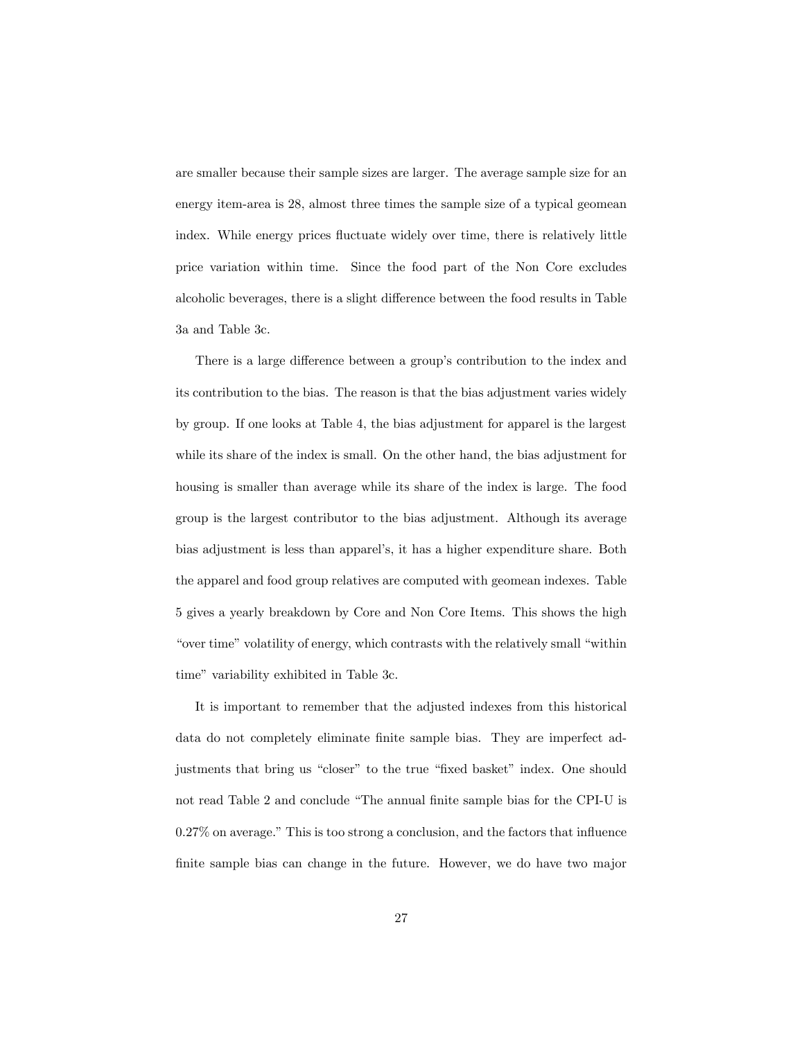are smaller because their sample sizes are larger. The average sample size for an energy item-area is 28, almost three times the sample size of a typical geomean index. While energy prices fluctuate widely over time, there is relatively little price variation within time. Since the food part of the Non Core excludes alcoholic beverages, there is a slight difference between the food results in Table 3a and Table 3c.

There is a large difference between a group's contribution to the index and its contribution to the bias. The reason is that the bias adjustment varies widely by group. If one looks at Table 4, the bias adjustment for apparel is the largest while its share of the index is small. On the other hand, the bias adjustment for housing is smaller than average while its share of the index is large. The food group is the largest contributor to the bias adjustment. Although its average bias adjustment is less than apparel's, it has a higher expenditure share. Both the apparel and food group relatives are computed with geomean indexes. Table 5 gives a yearly breakdown by Core and Non Core Items. This shows the high "over time" volatility of energy, which contrasts with the relatively small "within time" variability exhibited in Table 3c.

It is important to remember that the adjusted indexes from this historical data do not completely eliminate finite sample bias. They are imperfect adjustments that bring us "closer" to the true "fixed basket" index. One should not read Table 2 and conclude "The annual finite sample bias for the CPI-U is 0.27% on average." This is too strong a conclusion, and the factors that influence finite sample bias can change in the future. However, we do have two major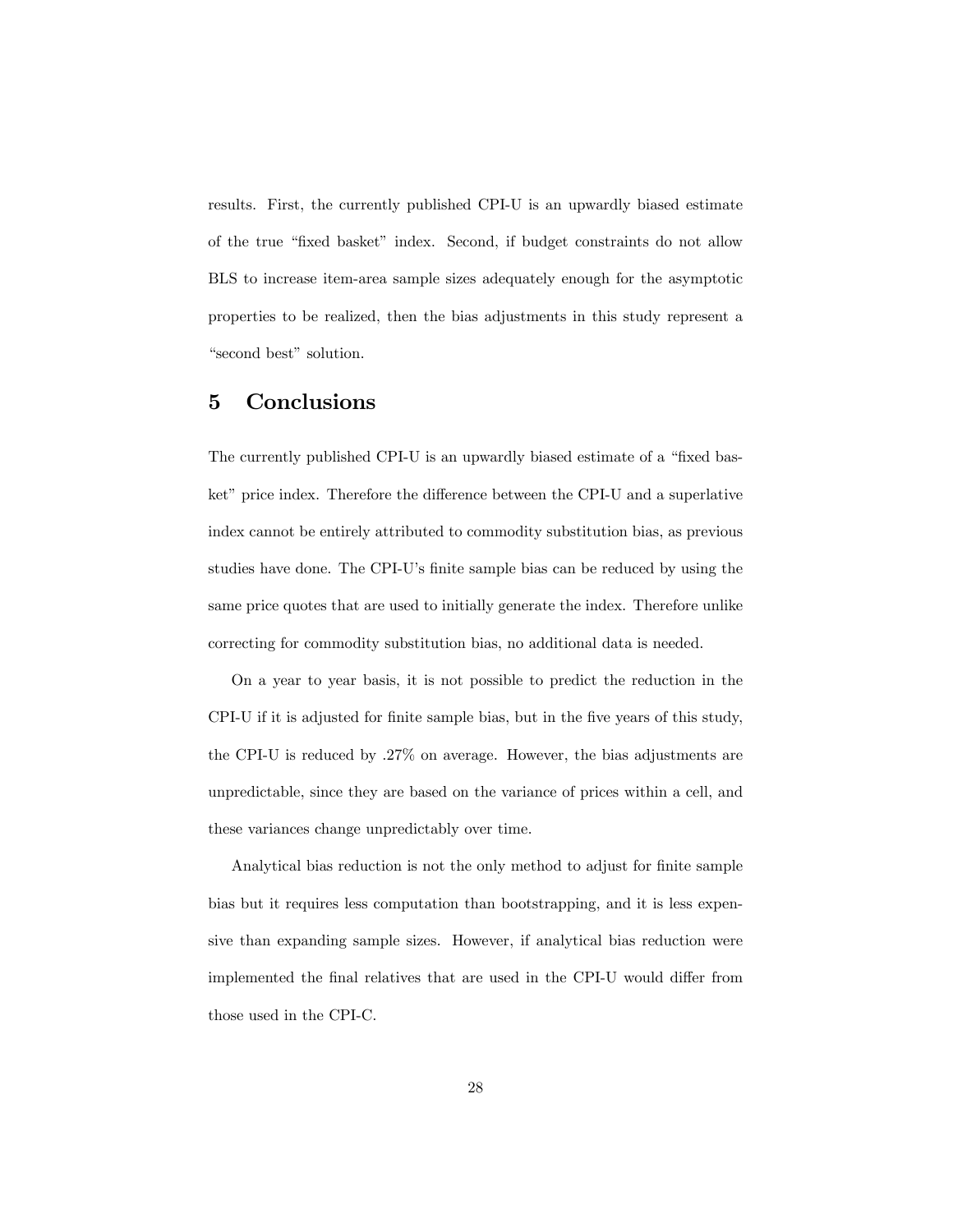results. First, the currently published CPI-U is an upwardly biased estimate of the true "fixed basket" index. Second, if budget constraints do not allow BLS to increase item-area sample sizes adequately enough for the asymptotic properties to be realized, then the bias adjustments in this study represent a "second best" solution.

## 5 Conclusions

The currently published CPI-U is an upwardly biased estimate of a "fixed basket" price index. Therefore the difference between the CPI-U and a superlative index cannot be entirely attributed to commodity substitution bias, as previous studies have done. The CPI-U's finite sample bias can be reduced by using the same price quotes that are used to initially generate the index. Therefore unlike correcting for commodity substitution bias, no additional data is needed.

On a year to year basis, it is not possible to predict the reduction in the CPI-U if it is adjusted for finite sample bias, but in the five years of this study, the CPI-U is reduced by .27% on average. However, the bias adjustments are unpredictable, since they are based on the variance of prices within a cell, and these variances change unpredictably over time.

Analytical bias reduction is not the only method to adjust for finite sample bias but it requires less computation than bootstrapping, and it is less expensive than expanding sample sizes. However, if analytical bias reduction were implemented the final relatives that are used in the CPI-U would differ from those used in the CPI-C.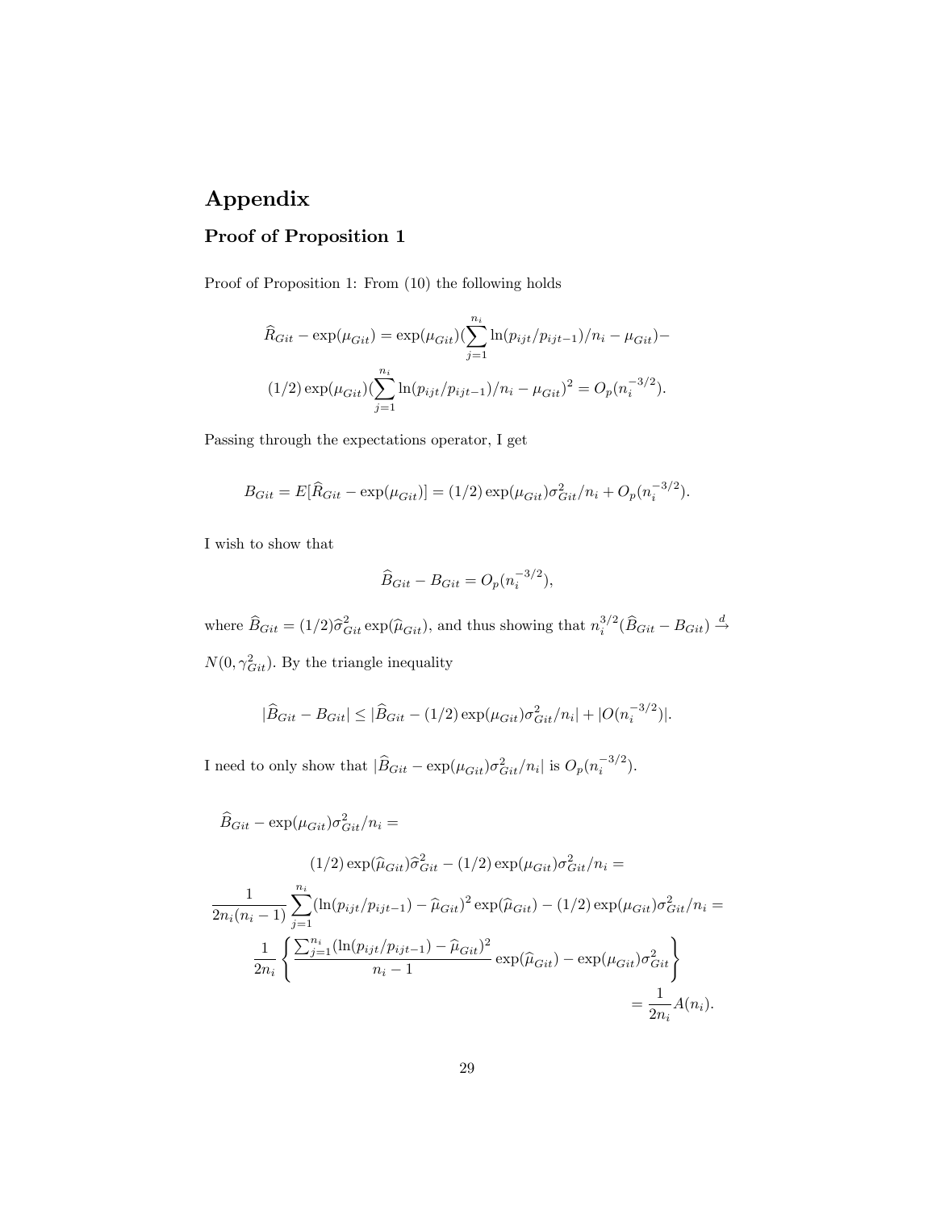# Appendix

## Proof of Proposition 1

Proof of Proposition 1: From (10) the following holds

$$\widehat{R}_{Git} - \exp(\mu_{Git}) = \exp(\mu_{Git})(\sum_{j=1}^{n_i} \ln(p_{ijt}/p_{ijt-1})/n_i - \mu_{Git}) -$$

$$(1/2)\exp(\mu_{Git})(\sum_{j=1}^{n_i} \ln(p_{ijt}/p_{ijt-1})/n_i - \mu_{Git})^2 = O_p(n_i^{-3/2}).$$

Passing through the expectations operator, I get

$$B_{Git} = E[\widehat{R}_{Git} - \exp(\mu_{Git})] = (1/2)\exp(\mu_{Git})\sigma^2_{Git}/n_i + O_p(n_i^{-3/2}).$$

I wish to show that

$$\widehat{B}_{Git} - B_{Git} = O_p(n_i^{-3/2}),$$

where $\widehat{B}_{Git} = (1/2)\widehat{\sigma}^2_{Git}\exp(\widehat{\mu}_{Git})$, and thus showing that $n_i^{3/2}(\widehat{B}_{Git} - B_{Git}) \xrightarrow{d} N(0, \gamma^2_{Git})$. By the triangle inequality

$$|\widehat{B}_{Git} - B_{Git}| \leq |\widehat{B}_{Git} - (1/2)\exp(\mu_{Git})\sigma^2_{Git}/n_i| + |O(n_i^{-3/2})|.$$

I need to only show that $|\widehat{B}_{Git} - \exp(\mu_{Git})\sigma^2_{Git}/n_i|$ is $O_p(n_i^{-3/2})$.

$$\widehat{B}_{Git} - \exp(\mu_{Git})\sigma^2_{Git}/n_i =$$

$$(1/2)\exp(\widehat{\mu}_{Git})\widehat{\sigma}^2_{Git} - (1/2)\exp(\mu_{Git})\sigma^2_{Git}/n_i =$$

$$\frac{1}{2n_i(n_i-1)}\sum_{j=1}^{n_i}(\ln(p_{ijt}/p_{ijt-1}) - \widehat{\mu}_{Git})^2\exp(\widehat{\mu}_{Git}) - (1/2)\exp(\mu_{Git})\sigma^2_{Git}/n_i =$$

$$\frac{1}{2n_i}\left\{\frac{\sum_{j=1}^{n_i}(\ln(p_{ijt}/p_{ijt-1}) - \widehat{\mu}_{Git})^2}{n_i - 1}\exp(\widehat{\mu}_{Git}) - \exp(\mu_{Git})\sigma^2_{Git}\right\}$$

$$= \frac{1}{2n_i}A(n_i).$$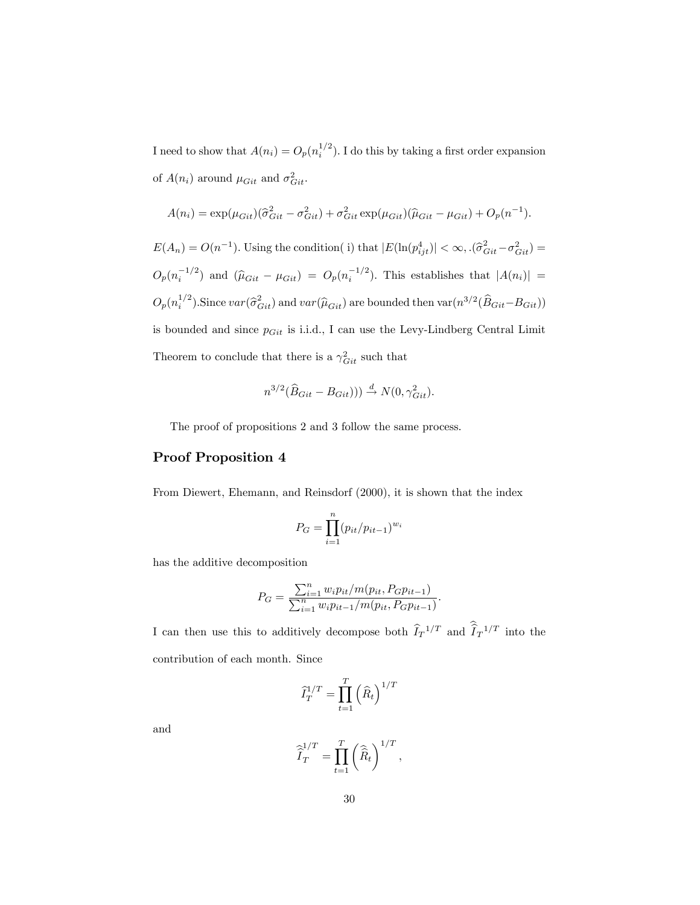I need to show that $A(n_i) = O_p(n_i^{1/2})$. I do this by taking a first order expansion of $A(n_i)$ around $\mu_{Git}$ and $\sigma^2_{Git}$.

$$A(n_i) = \exp(\mu_{Git})(\widehat{\sigma}^2_{Git} - \sigma^2_{Git}) + \sigma^2_{Git}\exp(\mu_{Git})(\widehat{\mu}_{Git} - \mu_{Git}) + O_p(n^{-1}).$$

$E(A_n) = O(n^{-1})$. Using the condition( i) that $|E(\ln(p^4_{ijt})| < \infty, .(\widehat{\sigma}^2_{Git} - \sigma^2_{Git}) = O_p(n_i^{-1/2})$ and $(\widehat{\mu}_{Git} - \mu_{Git}) = O_p(n_i^{-1/2})$. This establishes that $|A(n_i)| = O_p(n_i^{1/2})$.Since $var(\widehat{\sigma}^2_{Git})$ and $var(\widehat{\mu}_{Git})$ are bounded then $\text{var}(n^{3/2}(\widehat{B}_{Git} - B_{Git}))$ is bounded and since $p_{Git}$ is i.i.d., I can use the Levy-Lindberg Central Limit Theorem to conclude that there is a $\gamma^2_{Git}$ such that

$$n^{3/2}(\widehat{B}_{Git} - B_{Git}))) \xrightarrow{d} N(0, \gamma^2_{Git}).$$

The proof of propositions 2 and 3 follow the same process.

## Proof Proposition 4

From Diewert, Ehemann, and Reinsdorf (2000), it is shown that the index

$$P_G = \prod_{i=1}^{n} (p_{it}/p_{it-1})^{w_i}$$

has the additive decomposition

$$P_G = \frac{\sum_{i=1}^{n} w_i p_{it}/m(p_{it}, P_G p_{it-1})}{\sum_{i=1}^{n} w_i p_{it-1}/m(p_{it}, P_G p_{it-1})}.$$

I can then use this to additively decompose both $\widehat{I}_T{}^{1/T}$ and $\widehat{\widehat{I}}_T{}^{1/T}$ into the contribution of each month. Since

$$\widehat{I}_T^{1/T} = \prod_{t=1}^{T} \left(\widehat{R}_t\right)^{1/T}$$

and

$$\widehat{\widehat{I}}_T^{1/T} = \prod_{t=1}^{T} \left(\widehat{\widehat{R}}_t\right)^{1/T},$$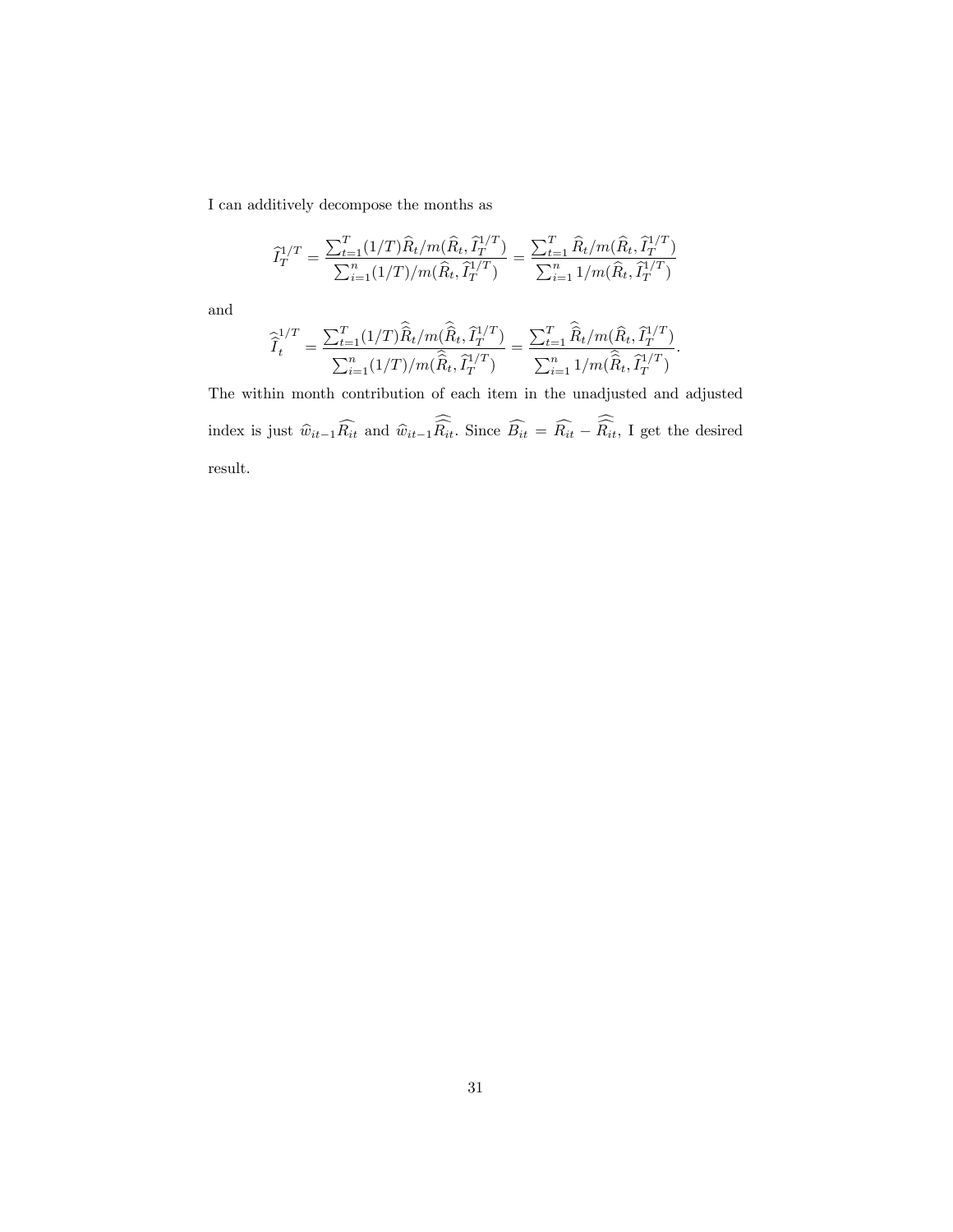I can additively decompose the months as

$$\widehat{I}_T^{1/T} = \frac{\sum_{t=1}^{T}(1/T)\widehat{R}_t/m(\widehat{R}_t, \widehat{I}_T^{1/T})}{\sum_{i=1}^{n}(1/T)/m(\widehat{R}_t, \widehat{I}_T^{1/T})} = \frac{\sum_{t=1}^{T}\widehat{R}_t/m(\widehat{R}_t, \widehat{I}_T^{1/T})}{\sum_{i=1}^{n}1/m(\widehat{R}_t, \widehat{I}_T^{1/T})}$$

and

$$\widehat{\widehat{I}}_t^{1/T} = \frac{\sum_{t=1}^{T}(1/T)\widehat{\widehat{R}}_t/m(\widehat{\widehat{R}}_t, \widehat{I}_T^{1/T})}{\sum_{i=1}^{n}(1/T)/m(\widehat{\widehat{R}}_t, \widehat{I}_T^{1/T})} = \frac{\sum_{t=1}^{T}\widehat{\widehat{R}}_t/m(\widehat{R}_t, \widehat{I}_T^{1/T})}{\sum_{i=1}^{n}1/m(\widehat{\widehat{R}}_t, \widehat{I}_T^{1/T})}.$$

The within month contribution of each item in the unadjusted and adjusted index is just $\widehat{w}_{it-1}\widehat{R_{it}}$ and $\widehat{w}_{it-1}\widehat{\widehat{R_{it}}}$. Since $\widehat{B_{it}} = \widehat{R_{it}} - \widehat{\widehat{R_{it}}}$, I get the desired result.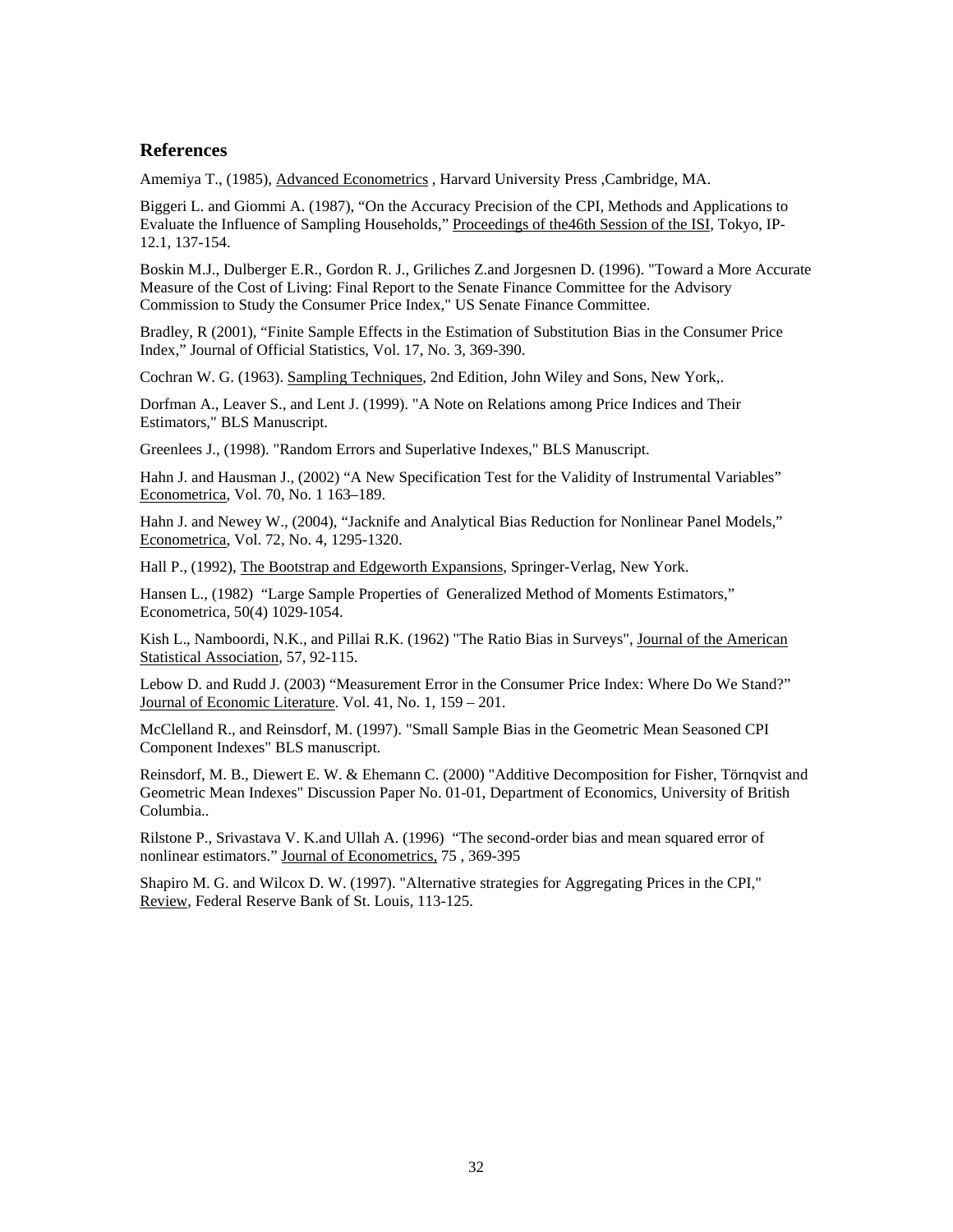## References

Amemiya T., (1985), Advanced Econometrics , Harvard University Press ,Cambridge, MA.

Biggeri L. and Giommi A. (1987), "On the Accuracy Precision of the CPI, Methods and Applications to Evaluate the Influence of Sampling Households," Proceedings of the46th Session of the ISI, Tokyo, IP-12.1, 137-154.

Boskin M.J., Dulberger E.R., Gordon R. J., Griliches Z.and Jorgesnen D. (1996). "Toward a More Accurate Measure of the Cost of Living: Final Report to the Senate Finance Committee for the Advisory Commission to Study the Consumer Price Index," US Senate Finance Committee.

Bradley, R (2001), "Finite Sample Effects in the Estimation of Substitution Bias in the Consumer Price Index," Journal of Official Statistics, Vol. 17, No. 3, 369-390.

Cochran W. G. (1963). Sampling Techniques, 2nd Edition, John Wiley and Sons, New York,.

Dorfman A., Leaver S., and Lent J. (1999). "A Note on Relations among Price Indices and Their Estimators," BLS Manuscript.

Greenlees J., (1998). "Random Errors and Superlative Indexes," BLS Manuscript.

Hahn J. and Hausman J., (2002) "A New Specification Test for the Validity of Instrumental Variables" Econometrica, Vol. 70, No. 1 163–189.

Hahn J. and Newey W., (2004), "Jacknife and Analytical Bias Reduction for Nonlinear Panel Models," Econometrica, Vol. 72, No. 4, 1295-1320.

Hall P., (1992), The Bootstrap and Edgeworth Expansions, Springer-Verlag, New York.

Hansen L., (1982) "Large Sample Properties of Generalized Method of Moments Estimators," Econometrica, 50(4) 1029-1054.

Kish L., Namboordi, N.K., and Pillai R.K. (1962) "The Ratio Bias in Surveys", Journal of the American Statistical Association, 57, 92-115.

Lebow D. and Rudd J. (2003) "Measurement Error in the Consumer Price Index: Where Do We Stand?" Journal of Economic Literature. Vol. 41, No. 1, 159 – 201.

McClelland R., and Reinsdorf, M. (1997). "Small Sample Bias in the Geometric Mean Seasoned CPI Component Indexes" BLS manuscript.

Reinsdorf, M. B., Diewert E. W. & Ehemann C. (2000) "Additive Decomposition for Fisher, Törnqvist and Geometric Mean Indexes" Discussion Paper No. 01-01, Department of Economics, University of British Columbia..

Rilstone P., Srivastava V. K.and Ullah A. (1996) "The second-order bias and mean squared error of nonlinear estimators." Journal of Econometrics, 75 , 369-395

Shapiro M. G. and Wilcox D. W. (1997). "Alternative strategies for Aggregating Prices in the CPI," Review, Federal Reserve Bank of St. Louis, 113-125.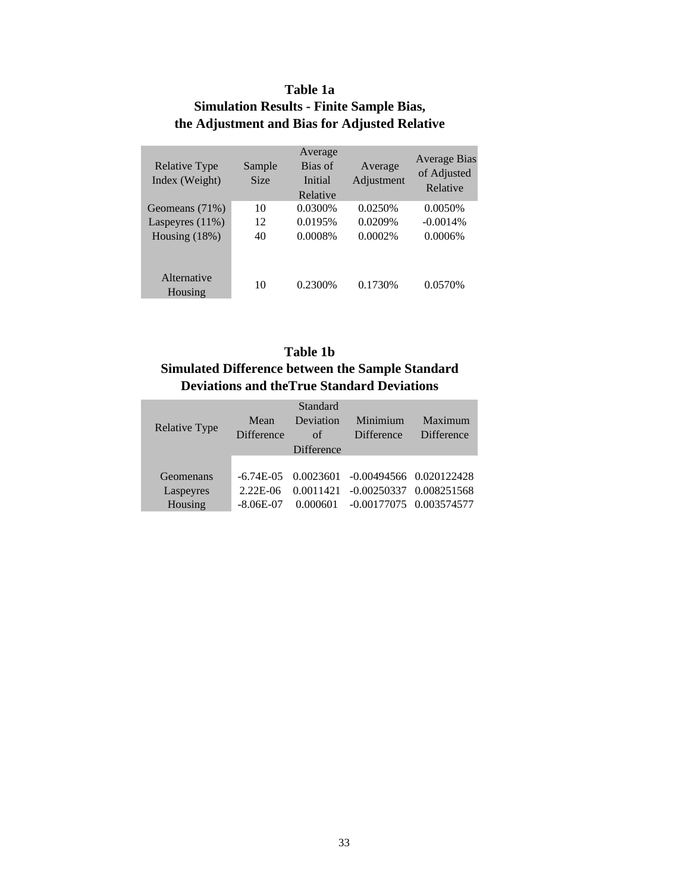**Table 1a**
**Simulation Results - Finite Sample Bias, the Adjustment and Bias for Adjusted Relative**

| Relative Type Index (Weight) | Sample Size | Average Bias of Initial Relative | Average Adjustment | Average Bias of Adjusted Relative |
|---|---|---|---|---|
| Geomeans (71%) | 10 | 0.0300% | 0.0250% | 0.0050% |
| Laspeyres (11%) | 12 | 0.0195% | 0.0209% | -0.0014% |
| Housing (18%) | 40 | 0.0008% | 0.0002% | 0.0006% |
| | | | | |
| Alternative Housing | 10 | 0.2300% | 0.1730% | 0.0570% |

**Table 1b**
**Simulated Difference between the Sample Standard Deviations and theTrue Standard Deviations**

| Relative Type | Mean Difference | Standard Deviation of Difference | Minimium Difference | Maximum Difference |
|---|---|---|---|---|
| Geomenans | -6.74E-05 | 0.0023601 | -0.00494566 | 0.020122428 |
| Laspeyres | 2.22E-06 | 0.0011421 | -0.00250337 | 0.008251568 |
| Housing | -8.06E-07 | 0.000601 | -0.00177075 | 0.003574577 |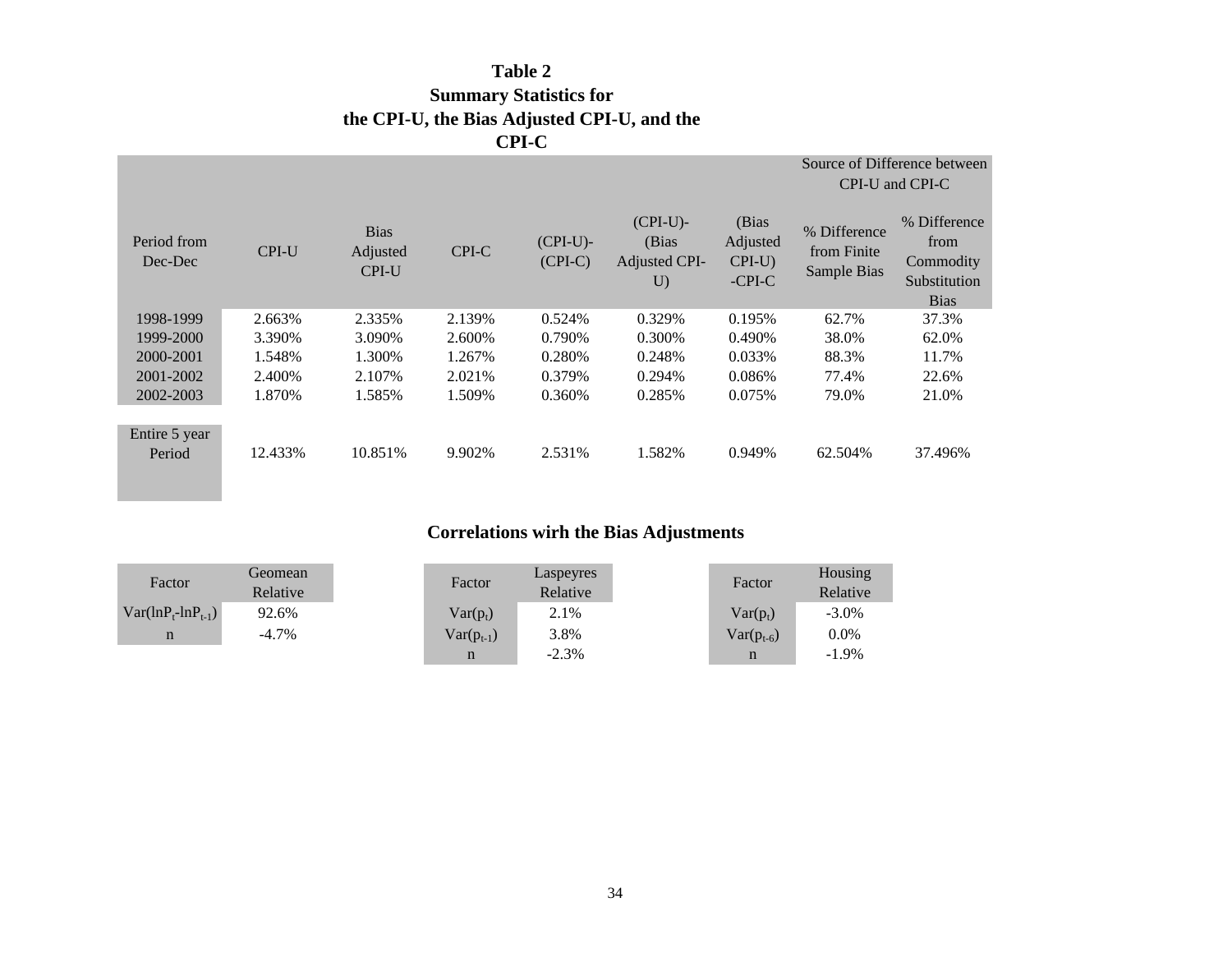## Table 2
## Summary Statistics for the CPI-U, the Bias Adjusted CPI-U, and the CPI-C

| Period from Dec-Dec | CPI-U | Bias Adjusted CPI-U | CPI-C | (CPI-U)-(CPI-C) | (CPI-U)-(Bias Adjusted CPI-U) | (Bias Adjusted CPI-U) -CPI-C | Source of Difference between CPI-U and CPI-C | |
|---|---|---|---|---|---|---|---|---|
| | | | | | | | % Difference from Finite Sample Bias | % Difference from Commodity Substitution Bias |
| 1998-1999 | 2.663% | 2.335% | 2.139% | 0.524% | 0.329% | 0.195% | 62.7% | 37.3% |
| 1999-2000 | 3.390% | 3.090% | 2.600% | 0.790% | 0.300% | 0.490% | 38.0% | 62.0% |
| 2000-2001 | 1.548% | 1.300% | 1.267% | 0.280% | 0.248% | 0.033% | 88.3% | 11.7% |
| 2001-2002 | 2.400% | 2.107% | 2.021% | 0.379% | 0.294% | 0.086% | 77.4% | 22.6% |
| 2002-2003 | 1.870% | 1.585% | 1.509% | 0.360% | 0.285% | 0.075% | 79.0% | 21.0% |
| Entire 5 year Period | 12.433% | 10.851% | 9.902% | 2.531% | 1.582% | 0.949% | 62.504% | 37.496% |

### Correlations wirh the Bias Adjustments

| Factor | Geomean Relative |
|---|---|
| $Var(lnP_t - lnP_{t-1})$ | 92.6% |
| n | -4.7% |

| Factor | Laspeyres Relative |
|---|---|
| $Var(p_t)$ | 2.1% |
| $Var(p_{t-1})$ | 3.8% |
| n | -2.3% |

| Factor | Housing Relative |
|---|---|
| $Var(p_t)$ | -3.0% |
| $Var(p_{t-6})$ | 0.0% |
| n | -1.9% |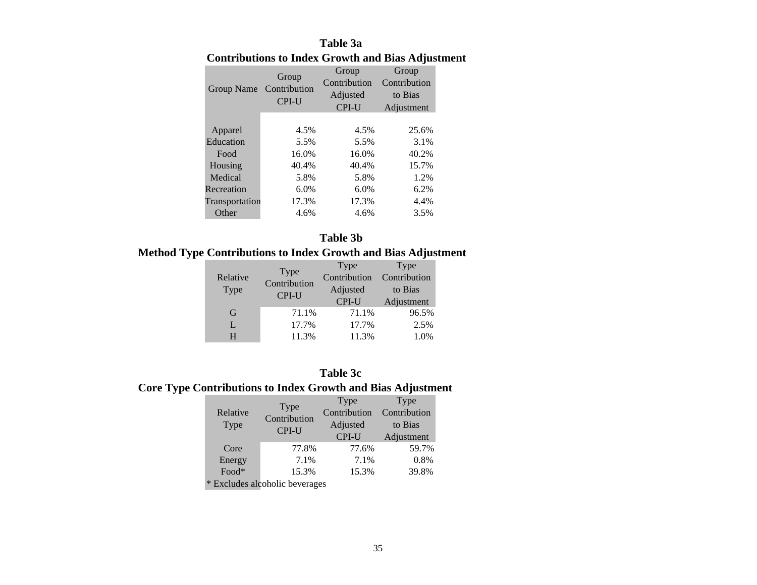**Table 3a**

**Contributions to Index Growth and Bias Adjustment**

| Group Name | Group Contribution CPI-U | Group Contribution Adjusted CPI-U | Group Contribution to Bias Adjustment |
|---|---|---|---|
| Apparel | 4.5% | 4.5% | 25.6% |
| Education | 5.5% | 5.5% | 3.1% |
| Food | 16.0% | 16.0% | 40.2% |
| Housing | 40.4% | 40.4% | 15.7% |
| Medical | 5.8% | 5.8% | 1.2% |
| Recreation | 6.0% | 6.0% | 6.2% |
| Transportation | 17.3% | 17.3% | 4.4% |
| Other | 4.6% | 4.6% | 3.5% |

**Table 3b**

**Method Type Contributions to Index Growth and Bias Adjustment**

| Relative Type | Type Contribution CPI-U | Type Contribution Adjusted CPI-U | Type Contribution to Bias Adjustment |
|---|---|---|---|
| G | 71.1% | 71.1% | 96.5% |
| L | 17.7% | 17.7% | 2.5% |
| H | 11.3% | 11.3% | 1.0% |

**Table 3c**

**Core Type Contributions to Index Growth and Bias Adjustment**

| Relative Type | Type Contribution CPI-U | Type Contribution Adjusted CPI-U | Type Contribution to Bias Adjustment |
|---|---|---|---|
| Core | 77.8% | 77.6% | 59.7% |
| Energy | 7.1% | 7.1% | 0.8% |
| Food* | 15.3% | 15.3% | 39.8% |

\* Excludes alcoholic beverages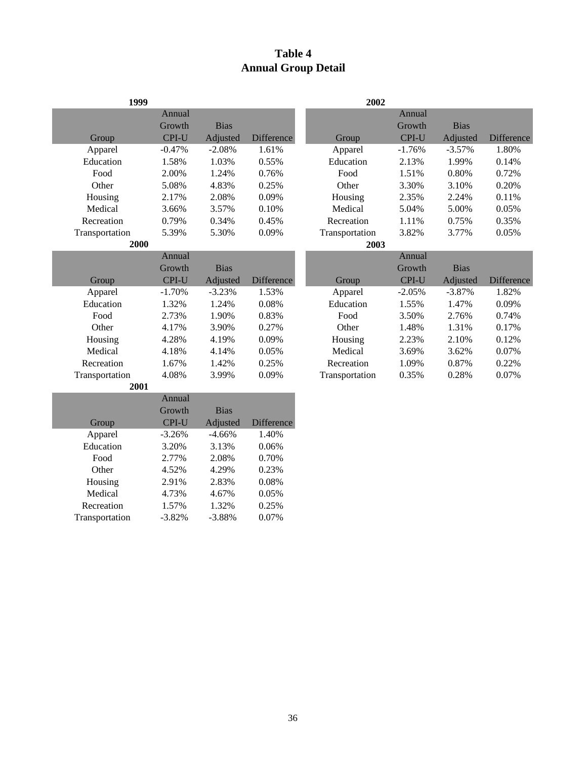# Table 4
## Annual Group Detail

**1999**

| Group | Annual Growth CPI-U | Bias Adjusted | Difference |
|---|---|---|---|
| Apparel | -0.47% | -2.08% | 1.61% |
| Education | 1.58% | 1.03% | 0.55% |
| Food | 2.00% | 1.24% | 0.76% |
| Other | 5.08% | 4.83% | 0.25% |
| Housing | 2.17% | 2.08% | 0.09% |
| Medical | 3.66% | 3.57% | 0.10% |
| Recreation | 0.79% | 0.34% | 0.45% |
| Transportation | 5.39% | 5.30% | 0.09% |

**2000**

| Group | Annual Growth CPI-U | Bias Adjusted | Difference |
|---|---|---|---|
| Apparel | -1.70% | -3.23% | 1.53% |
| Education | 1.32% | 1.24% | 0.08% |
| Food | 2.73% | 1.90% | 0.83% |
| Other | 4.17% | 3.90% | 0.27% |
| Housing | 4.28% | 4.19% | 0.09% |
| Medical | 4.18% | 4.14% | 0.05% |
| Recreation | 1.67% | 1.42% | 0.25% |
| Transportation | 4.08% | 3.99% | 0.09% |

**2001**

| Group | Annual Growth CPI-U | Bias Adjusted | Difference |
|---|---|---|---|
| Apparel | -3.26% | -4.66% | 1.40% |
| Education | 3.20% | 3.13% | 0.06% |
| Food | 2.77% | 2.08% | 0.70% |
| Other | 4.52% | 4.29% | 0.23% |
| Housing | 2.91% | 2.83% | 0.08% |
| Medical | 4.73% | 4.67% | 0.05% |
| Recreation | 1.57% | 1.32% | 0.25% |
| Transportation | -3.82% | -3.88% | 0.07% |

**2002**

| Group | Annual Growth CPI-U | Bias Adjusted | Difference |
|---|---|---|---|
| Apparel | -1.76% | -3.57% | 1.80% |
| Education | 2.13% | 1.99% | 0.14% |
| Food | 1.51% | 0.80% | 0.72% |
| Other | 3.30% | 3.10% | 0.20% |
| Housing | 2.35% | 2.24% | 0.11% |
| Medical | 5.04% | 5.00% | 0.05% |
| Recreation | 1.11% | 0.75% | 0.35% |
| Transportation | 3.82% | 3.77% | 0.05% |

**2003**

| Group | Annual Growth CPI-U | Bias Adjusted | Difference |
|---|---|---|---|
| Apparel | -2.05% | -3.87% | 1.82% |
| Education | 1.55% | 1.47% | 0.09% |
| Food | 3.50% | 2.76% | 0.74% |
| Other | 1.48% | 1.31% | 0.17% |
| Housing | 2.23% | 2.10% | 0.12% |
| Medical | 3.69% | 3.62% | 0.07% |
| Recreation | 1.09% | 0.87% | 0.22% |
| Transportation | 0.35% | 0.28% | 0.07% |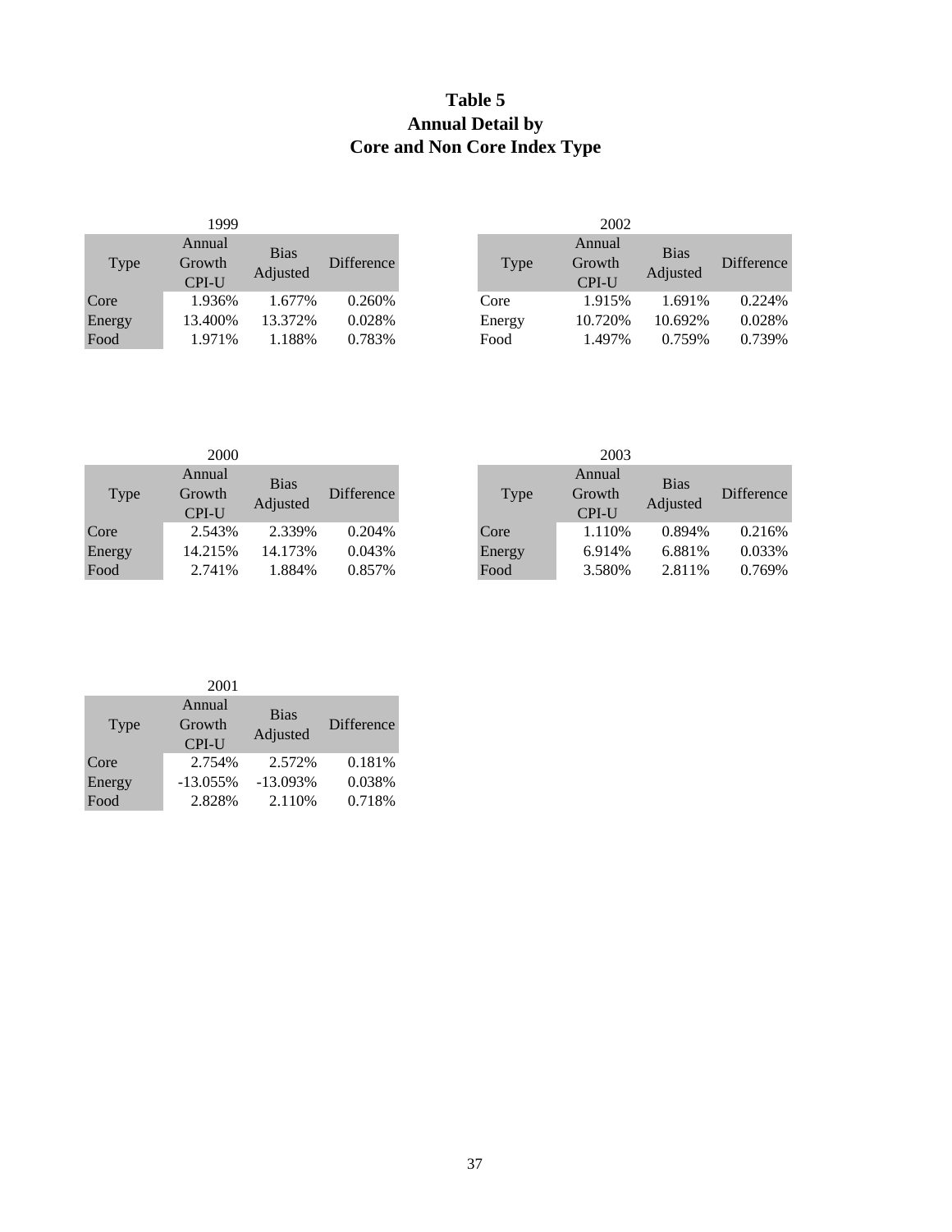# Table 5
## Annual Detail by
## Core and Non Core Index Type

1999

| Type | Annual Growth CPI-U | Bias Adjusted | Difference |
|---|---|---|---|
| Core | 1.936% | 1.677% | 0.260% |
| Energy | 13.400% | 13.372% | 0.028% |
| Food | 1.971% | 1.188% | 0.783% |

2000

| Type | Annual Growth CPI-U | Bias Adjusted | Difference |
|---|---|---|---|
| Core | 2.543% | 2.339% | 0.204% |
| Energy | 14.215% | 14.173% | 0.043% |
| Food | 2.741% | 1.884% | 0.857% |

2001

| Type | Annual Growth CPI-U | Bias Adjusted | Difference |
|---|---|---|---|
| Core | 2.754% | 2.572% | 0.181% |
| Energy | -13.055% | -13.093% | 0.038% |
| Food | 2.828% | 2.110% | 0.718% |

2002

| Type | Annual Growth CPI-U | Bias Adjusted | Difference |
|---|---|---|---|
| Core | 1.915% | 1.691% | 0.224% |
| Energy | 10.720% | 10.692% | 0.028% |
| Food | 1.497% | 0.759% | 0.739% |

2003

| Type | Annual Growth CPI-U | Bias Adjusted | Difference |
|---|---|---|---|
| Core | 1.110% | 0.894% | 0.216% |
| Energy | 6.914% | 6.881% | 0.033% |
| Food | 3.580% | 2.811% | 0.769% |